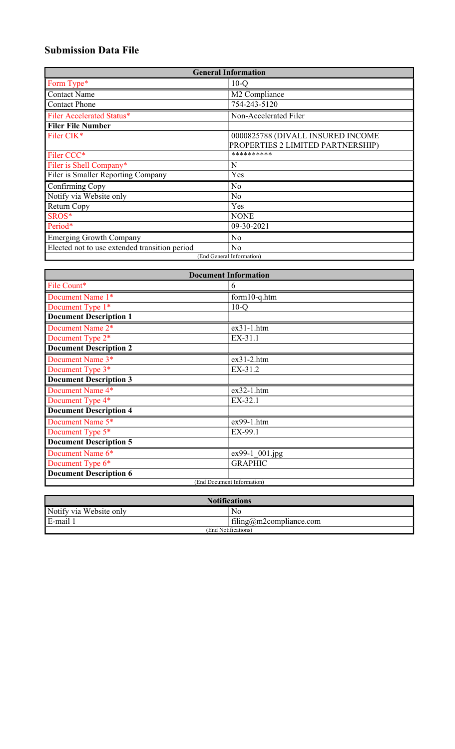## Submission Data File

| General Information | |
|---|---|
| Form Type* | 10-Q |
| Contact Name | M2 Compliance |
| Contact Phone | 754-243-5120 |
| Filer Accelerated Status* | Non-Accelerated Filer |
| **Filer File Number** | |
| Filer CIK* | 0000825788 (DIVALL INSURED INCOME PROPERTIES 2 LIMITED PARTNERSHIP) |
| Filer CCC* | ********** |
| Filer is Shell Company* | N |
| Filer is Smaller Reporting Company | Yes |
| Confirming Copy | No |
| Notify via Website only | No |
| Return Copy | Yes |
| SROS* | NONE |
| Period* | 09-30-2021 |
| Emerging Growth Company | No |
| Elected not to use extended transition period | No |
| (End General Information) | |

| Document Information | |
|---|---|
| File Count* | 6 |
| Document Name 1* | form10-q.htm |
| Document Type 1* | 10-Q |
| **Document Description 1** | |
| Document Name 2* | ex31-1.htm |
| Document Type 2* | EX-31.1 |
| **Document Description 2** | |
| Document Name 3* | ex31-2.htm |
| Document Type 3* | EX-31.2 |
| **Document Description 3** | |
| Document Name 4* | ex32-1.htm |
| Document Type 4* | EX-32.1 |
| **Document Description 4** | |
| Document Name 5* | ex99-1.htm |
| Document Type 5* | EX-99.1 |
| **Document Description 5** | |
| Document Name 6* | ex99-1_001.jpg |
| Document Type 6* | GRAPHIC |
| **Document Description 6** | |
| (End Document Information) | |

| Notifications | |
|---|---|
| Notify via Website only | No |
| E-mail 1 | filing@m2compliance.com |
| (End Notifications) | |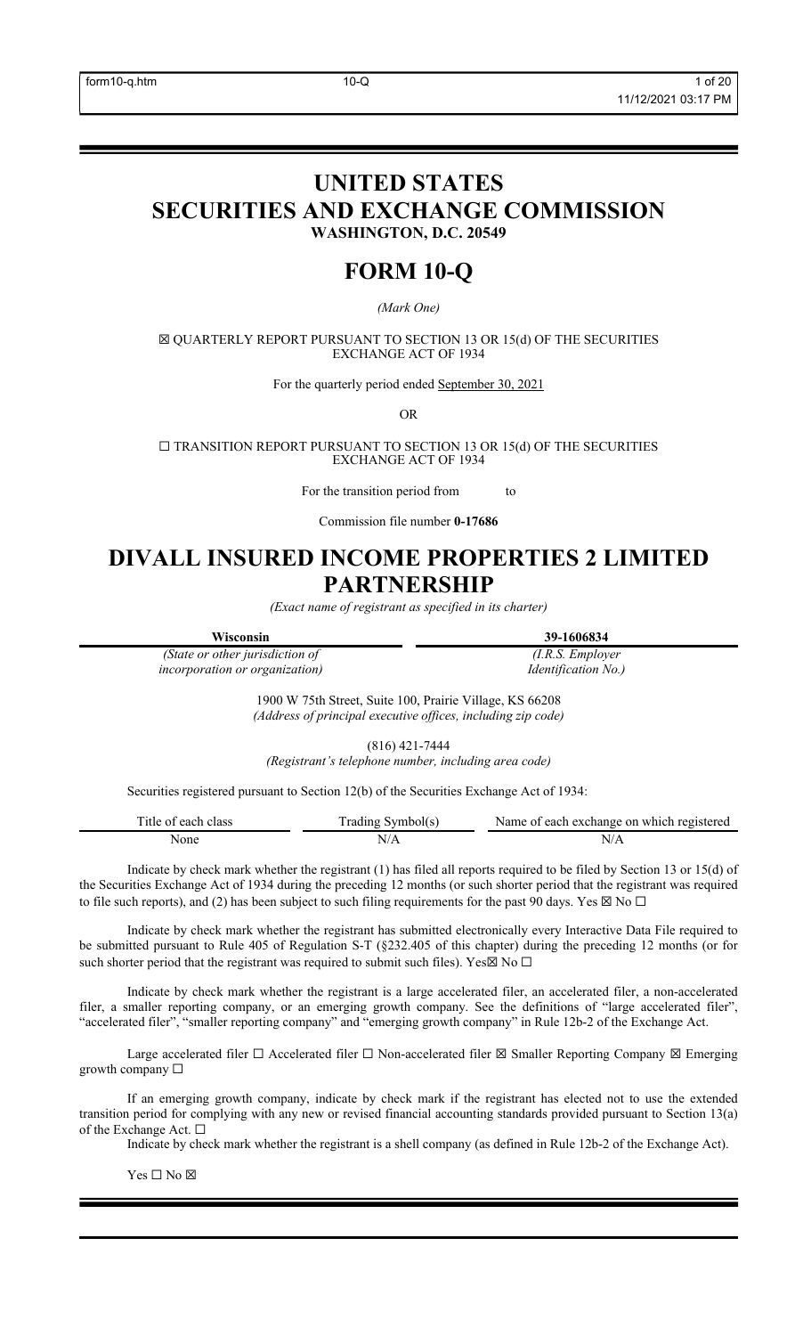# UNITED STATES SECURITIES AND EXCHANGE COMMISSION

**WASHINGTON, D.C. 20549**

# FORM 10-Q

*(Mark One)*

☒ QUARTERLY REPORT PURSUANT TO SECTION 13 OR 15(d) OF THE SECURITIES EXCHANGE ACT OF 1934

For the quarterly period ended September 30, 2021

OR

☐ TRANSITION REPORT PURSUANT TO SECTION 13 OR 15(d) OF THE SECURITIES EXCHANGE ACT OF 1934

For the transition period from to

Commission file number **0-17686**

# DIVALL INSURED INCOME PROPERTIES 2 LIMITED PARTNERSHIP

*(Exact name of registrant as specified in its charter)*

| **Wisconsin** | **39-1606834** |
|---|---|
| *(State or other jurisdiction of incorporation or organization)* | *(I.R.S. Employer Identification No.)* |

1900 W 75th Street, Suite 100, Prairie Village, KS 66208
*(Address of principal executive offices, including zip code)*

(816) 421-7444
*(Registrant's telephone number, including area code)*

Securities registered pursuant to Section 12(b) of the Securities Exchange Act of 1934:

| Title of each class | Trading Symbol(s) | Name of each exchange on which registered |
|---|---|---|
| None | N/A | N/A |

Indicate by check mark whether the registrant (1) has filed all reports required to be filed by Section 13 or 15(d) of the Securities Exchange Act of 1934 during the preceding 12 months (or such shorter period that the registrant was required to file such reports), and (2) has been subject to such filing requirements for the past 90 days. Yes ☒ No ☐

Indicate by check mark whether the registrant has submitted electronically every Interactive Data File required to be submitted pursuant to Rule 405 of Regulation S-T (§232.405 of this chapter) during the preceding 12 months (or for such shorter period that the registrant was required to submit such files). Yes☒ No ☐

Indicate by check mark whether the registrant is a large accelerated filer, an accelerated filer, a non-accelerated filer, a smaller reporting company, or an emerging growth company. See the definitions of "large accelerated filer", "accelerated filer", "smaller reporting company" and "emerging growth company" in Rule 12b-2 of the Exchange Act.

Large accelerated filer ☐ Accelerated filer ☐ Non-accelerated filer ☒ Smaller Reporting Company ☒ Emerging growth company ☐

If an emerging growth company, indicate by check mark if the registrant has elected not to use the extended transition period for complying with any new or revised financial accounting standards provided pursuant to Section 13(a) of the Exchange Act. ☐

Indicate by check mark whether the registrant is a shell company (as defined in Rule 12b-2 of the Exchange Act).

Yes ☐ No ☒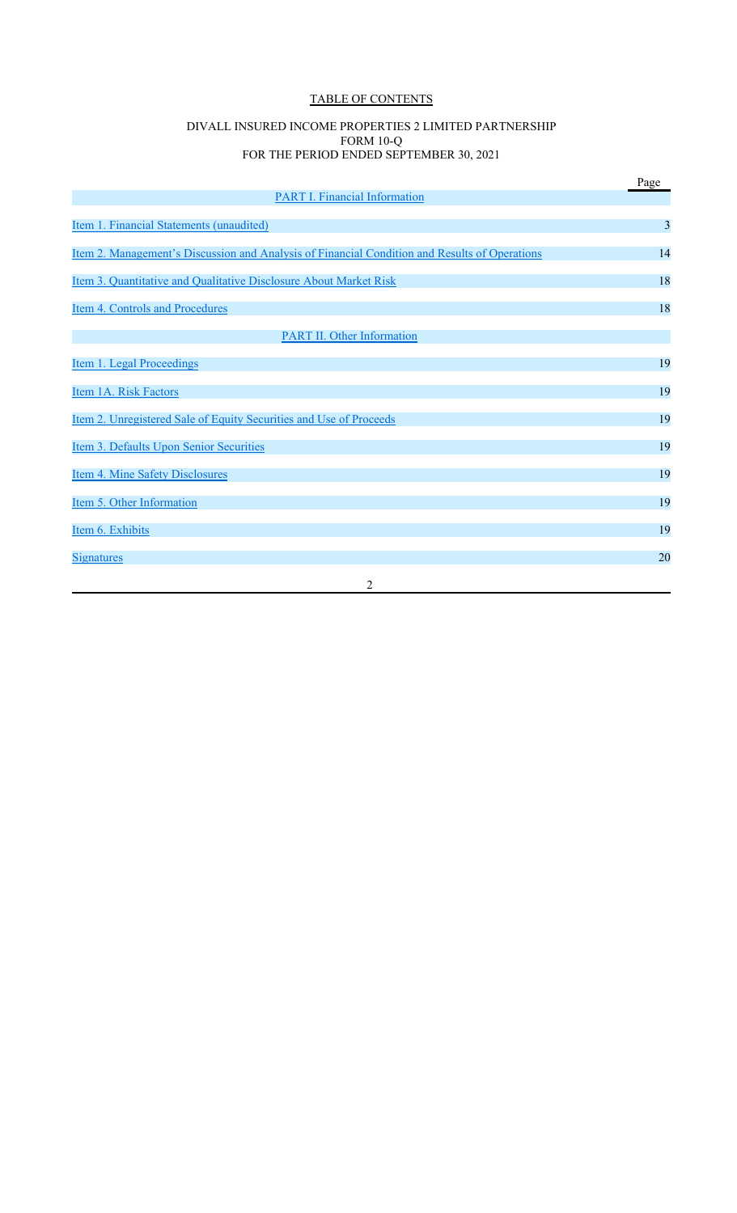# TABLE OF CONTENTS

DIVALL INSURED INCOME PROPERTIES 2 LIMITED PARTNERSHIP
FORM 10-Q
FOR THE PERIOD ENDED SEPTEMBER 30, 2021

| | Page |
|---|---|
| PART I. Financial Information | |
| Item 1. Financial Statements (unaudited) | 3 |
| Item 2. Management's Discussion and Analysis of Financial Condition and Results of Operations | 14 |
| Item 3. Quantitative and Qualitative Disclosure About Market Risk | 18 |
| Item 4. Controls and Procedures | 18 |
| PART II. Other Information | |
| Item 1. Legal Proceedings | 19 |
| Item 1A. Risk Factors | 19 |
| Item 2. Unregistered Sale of Equity Securities and Use of Proceeds | 19 |
| Item 3. Defaults Upon Senior Securities | 19 |
| Item 4. Mine Safety Disclosures | 19 |
| Item 5. Other Information | 19 |
| Item 6. Exhibits | 19 |
| Signatures | 20 |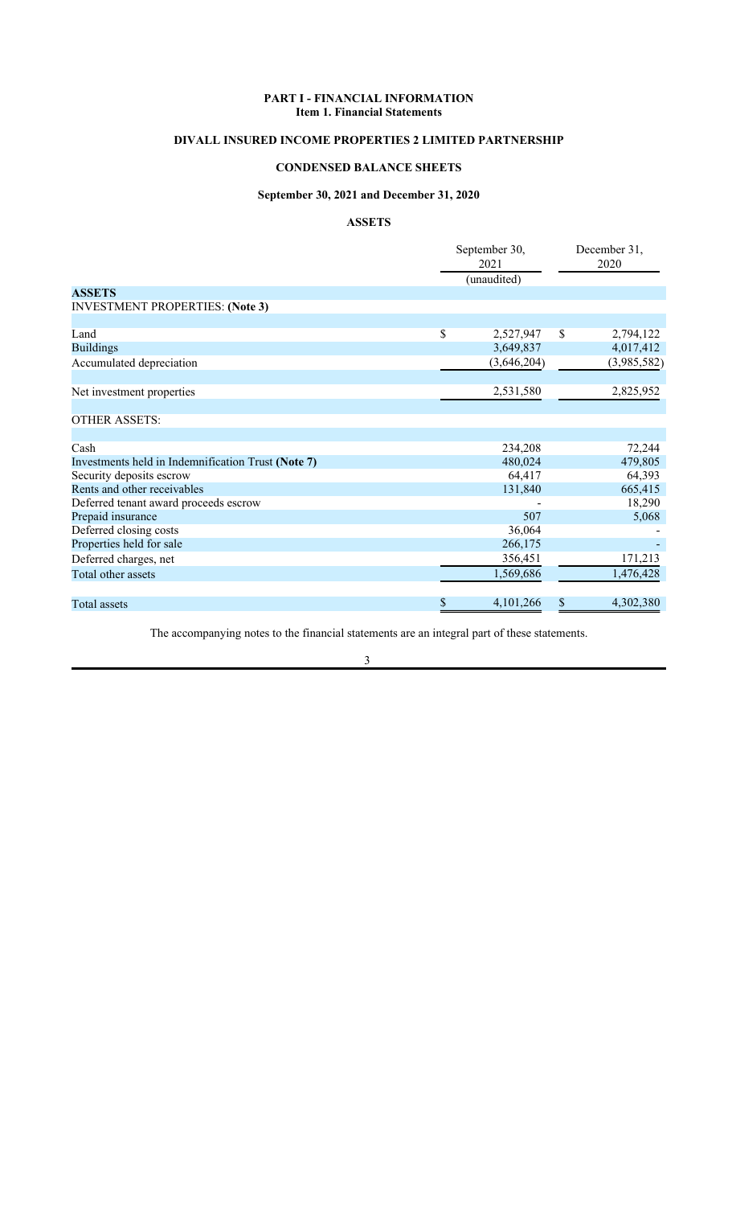**PART I - FINANCIAL INFORMATION**
**Item 1. Financial Statements**

## DIVALL INSURED INCOME PROPERTIES 2 LIMITED PARTNERSHIP

### CONDENSED BALANCE SHEETS

### September 30, 2021 and December 31, 2020

### ASSETS

| | September 30, 2021 (unaudited) | December 31, 2020 |
|---|---|---|
| **ASSETS** | | |
| INVESTMENT PROPERTIES: **(Note 3)** | | |
| Land | $ 2,527,947 | $ 2,794,122 |
| Buildings | 3,649,837 | 4,017,412 |
| Accumulated depreciation | (3,646,204) | (3,985,582) |
| Net investment properties | 2,531,580 | 2,825,952 |
| OTHER ASSETS: | | |
| Cash | 234,208 | 72,244 |
| Investments held in Indemnification Trust **(Note 7)** | 480,024 | 479,805 |
| Security deposits escrow | 64,417 | 64,393 |
| Rents and other receivables | 131,840 | 665,415 |
| Deferred tenant award proceeds escrow | - | 18,290 |
| Prepaid insurance | 507 | 5,068 |
| Deferred closing costs | 36,064 | - |
| Properties held for sale | 266,175 | - |
| Deferred charges, net | 356,451 | 171,213 |
| Total other assets | 1,569,686 | 1,476,428 |
| Total assets | $ 4,101,266 | $ 4,302,380 |

The accompanying notes to the financial statements are an integral part of these statements.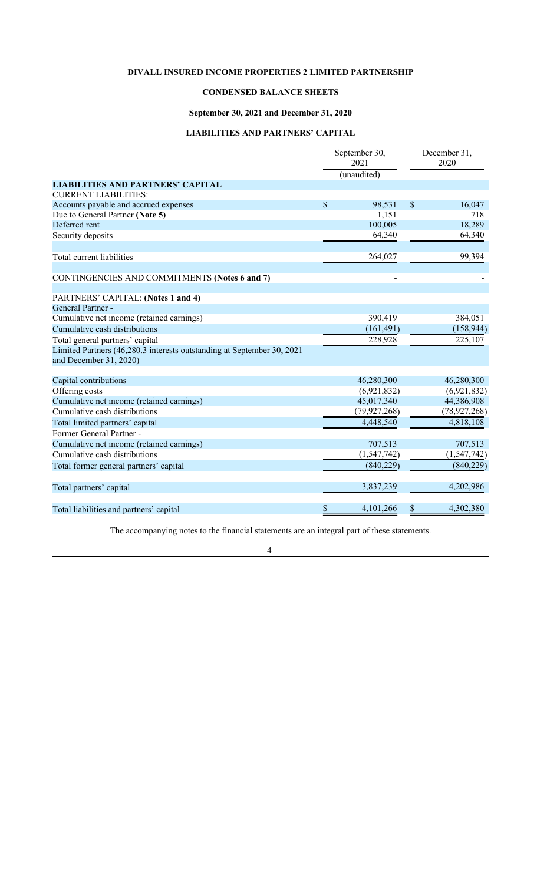# DIVALL INSURED INCOME PROPERTIES 2 LIMITED PARTNERSHIP

## CONDENSED BALANCE SHEETS

### September 30, 2021 and December 31, 2020

### LIABILITIES AND PARTNERS' CAPITAL

| | September 30, 2021 | December 31, 2020 |
|---|---|---|
| | (unaudited) | |
| **LIABILITIES AND PARTNERS' CAPITAL** | | |
| CURRENT LIABILITIES: | | |
| Accounts payable and accrued expenses | $ 98,531 | $ 16,047 |
| Due to General Partner **(Note 5)** | 1,151 | 718 |
| Deferred rent | 100,005 | 18,289 |
| Security deposits | 64,340 | 64,340 |
| Total current liabilities | 264,027 | 99,394 |
| CONTINGENCIES AND COMMITMENTS **(Notes 6 and 7)** | - | - |
| PARTNERS' CAPITAL: **(Notes 1 and 4)** | | |
| General Partner - | | |
| Cumulative net income (retained earnings) | 390,419 | 384,051 |
| Cumulative cash distributions | (161,491) | (158,944) |
| Total general partners' capital | 228,928 | 225,107 |
| Limited Partners (46,280.3 interests outstanding at September 30, 2021 and December 31, 2020) | | |
| Capital contributions | 46,280,300 | 46,280,300 |
| Offering costs | (6,921,832) | (6,921,832) |
| Cumulative net income (retained earnings) | 45,017,340 | 44,386,908 |
| Cumulative cash distributions | (79,927,268) | (78,927,268) |
| Total limited partners' capital | 4,448,540 | 4,818,108 |
| Former General Partner - | | |
| Cumulative net income (retained earnings) | 707,513 | 707,513 |
| Cumulative cash distributions | (1,547,742) | (1,547,742) |
| Total former general partners' capital | (840,229) | (840,229) |
| Total partners' capital | 3,837,239 | 4,202,986 |
| Total liabilities and partners' capital | $ 4,101,266 | $ 4,302,380 |

The accompanying notes to the financial statements are an integral part of these statements.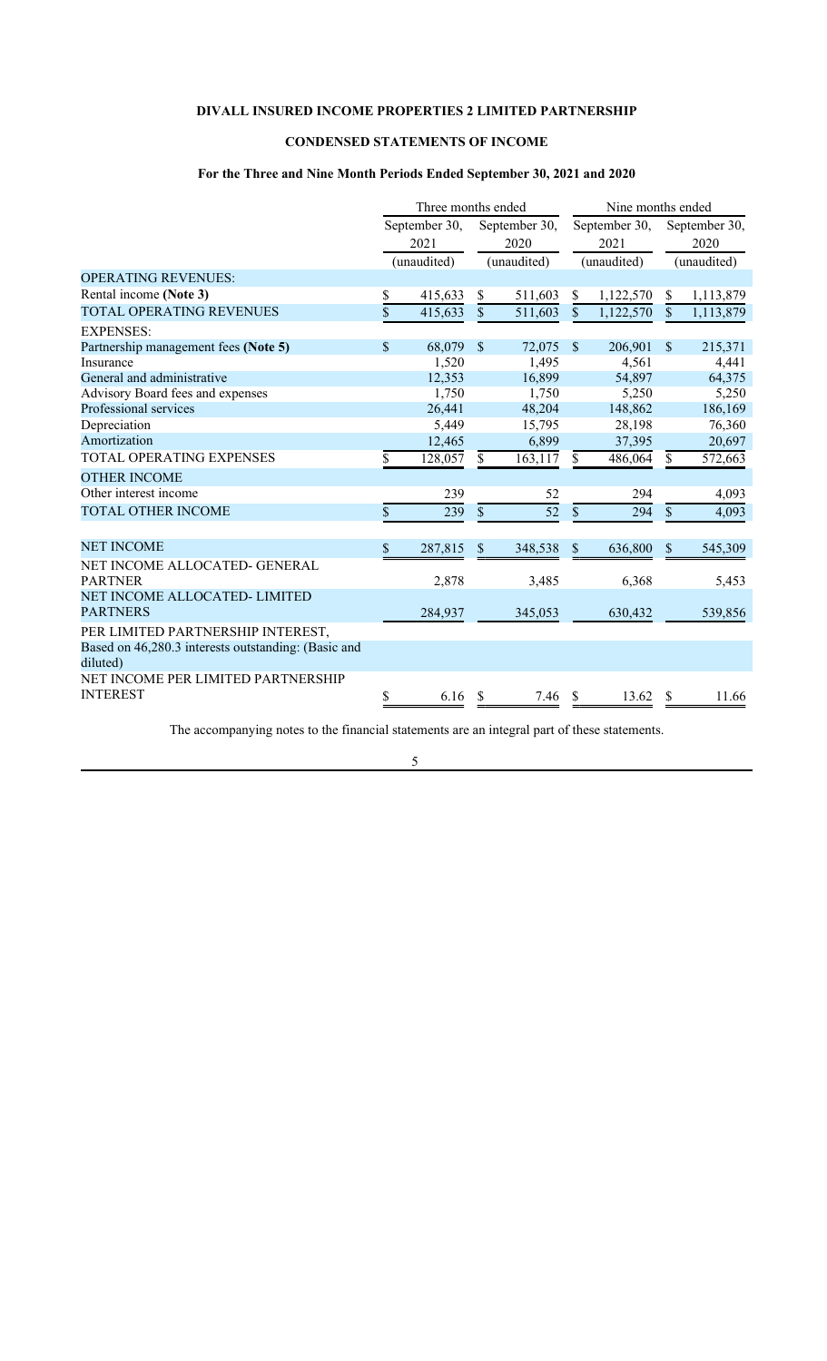# DIVALL INSURED INCOME PROPERTIES 2 LIMITED PARTNERSHIP

## CONDENSED STATEMENTS OF INCOME

### For the Three and Nine Month Periods Ended September 30, 2021 and 2020

| | Three months ended | | Nine months ended | |
|---|---|---|---|---|
| | September 30, 2021 (unaudited) | September 30, 2020 (unaudited) | September 30, 2021 (unaudited) | September 30, 2020 (unaudited) |
| OPERATING REVENUES: | | | | |
| Rental income **(Note 3)** | $ 415,633 | $ 511,603 | $ 1,122,570 | $ 1,113,879 |
| TOTAL OPERATING REVENUES | $ 415,633 | $ 511,603 | $ 1,122,570 | $ 1,113,879 |
| EXPENSES: | | | | |
| Partnership management fees **(Note 5)** | $ 68,079 | $ 72,075 | $ 206,901 | $ 215,371 |
| Insurance | 1,520 | 1,495 | 4,561 | 4,441 |
| General and administrative | 12,353 | 16,899 | 54,897 | 64,375 |
| Advisory Board fees and expenses | 1,750 | 1,750 | 5,250 | 5,250 |
| Professional services | 26,441 | 48,204 | 148,862 | 186,169 |
| Depreciation | 5,449 | 15,795 | 28,198 | 76,360 |
| Amortization | 12,465 | 6,899 | 37,395 | 20,697 |
| TOTAL OPERATING EXPENSES | $ 128,057 | $ 163,117 | $ 486,064 | $ 572,663 |
| OTHER INCOME | | | | |
| Other interest income | 239 | 52 | 294 | 4,093 |
| TOTAL OTHER INCOME | $ 239 | $ 52 | $ 294 | $ 4,093 |
| NET INCOME | $ 287,815 | $ 348,538 | $ 636,800 | $ 545,309 |
| NET INCOME ALLOCATED- GENERAL PARTNER | 2,878 | 3,485 | 6,368 | 5,453 |
| NET INCOME ALLOCATED- LIMITED PARTNERS | 284,937 | 345,053 | 630,432 | 539,856 |
| PER LIMITED PARTNERSHIP INTEREST, | | | | |
| Based on 46,280.3 interests outstanding: (Basic and diluted) | | | | |
| NET INCOME PER LIMITED PARTNERSHIP INTEREST | $ 6.16 | $ 7.46 | $ 13.62 | $ 11.66 |

The accompanying notes to the financial statements are an integral part of these statements.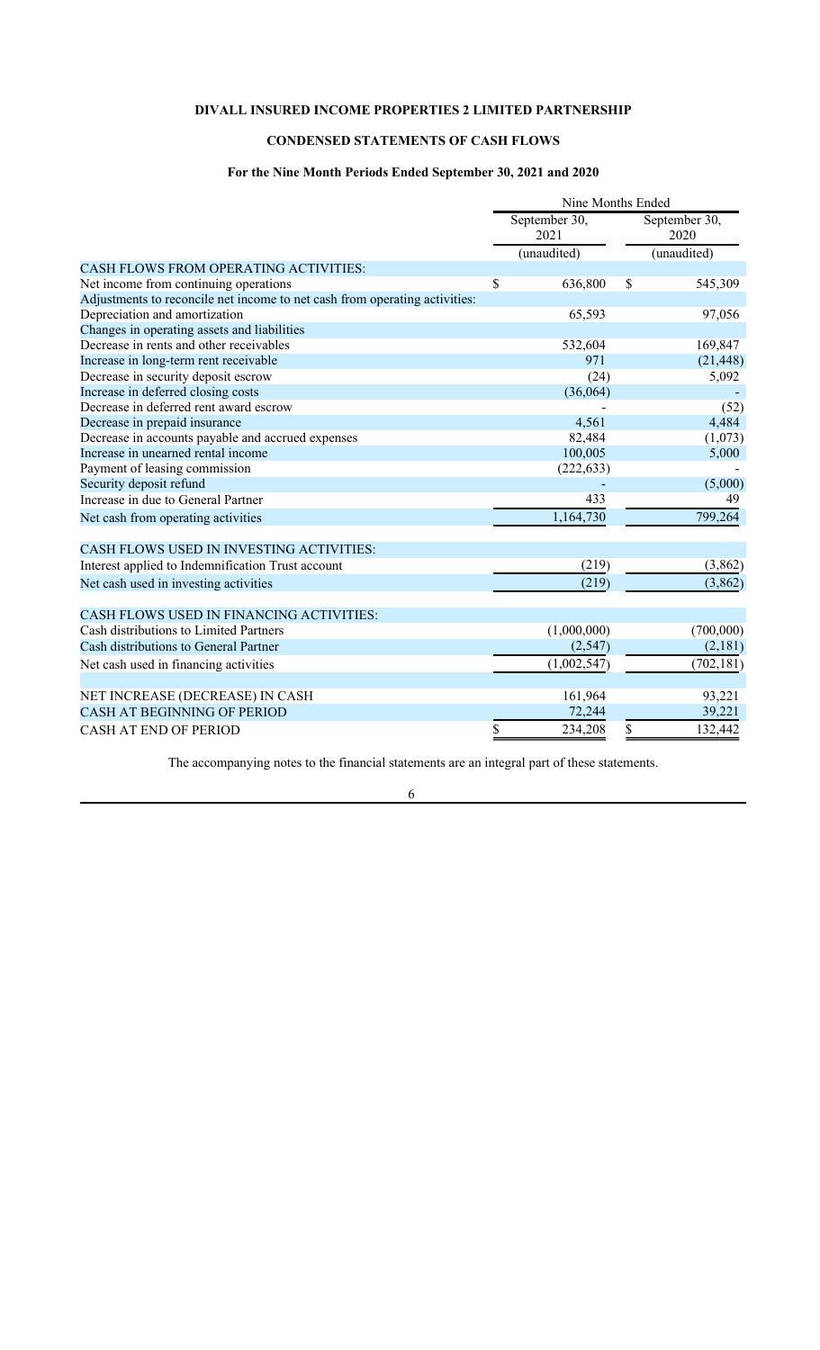**DIVALL INSURED INCOME PROPERTIES 2 LIMITED PARTNERSHIP**

**CONDENSED STATEMENTS OF CASH FLOWS**

**For the Nine Month Periods Ended September 30, 2021 and 2020**

| | Nine Months Ended | |
|---|---|---|
| | September 30, 2021 | September 30, 2020 |
| | (unaudited) | (unaudited) |
| CASH FLOWS FROM OPERATING ACTIVITIES: | | |
| Net income from continuing operations | $ 636,800 | $ 545,309 |
| Adjustments to reconcile net income to net cash from operating activities: | | |
| Depreciation and amortization | 65,593 | 97,056 |
| Changes in operating assets and liabilities | | |
| Decrease in rents and other receivables | 532,604 | 169,847 |
| Increase in long-term rent receivable | 971 | (21,448) |
| Decrease in security deposit escrow | (24) | 5,092 |
| Increase in deferred closing costs | (36,064) | - |
| Decrease in deferred rent award escrow | - | (52) |
| Decrease in prepaid insurance | 4,561 | 4,484 |
| Decrease in accounts payable and accrued expenses | 82,484 | (1,073) |
| Increase in unearned rental income | 100,005 | 5,000 |
| Payment of leasing commission | (222,633) | - |
| Security deposit refund | - | (5,000) |
| Increase in due to General Partner | 433 | 49 |
| Net cash from operating activities | 1,164,730 | 799,264 |
| | | |
| CASH FLOWS USED IN INVESTING ACTIVITIES: | | |
| Interest applied to Indemnification Trust account | (219) | (3,862) |
| Net cash used in investing activities | (219) | (3,862) |
| | | |
| CASH FLOWS USED IN FINANCING ACTIVITIES: | | |
| Cash distributions to Limited Partners | (1,000,000) | (700,000) |
| Cash distributions to General Partner | (2,547) | (2,181) |
| Net cash used in financing activities | (1,002,547) | (702,181) |
| | | |
| NET INCREASE (DECREASE) IN CASH | 161,964 | 93,221 |
| CASH AT BEGINNING OF PERIOD | 72,244 | 39,221 |
| CASH AT END OF PERIOD | $ 234,208 | $ 132,442 |

The accompanying notes to the financial statements are an integral part of these statements.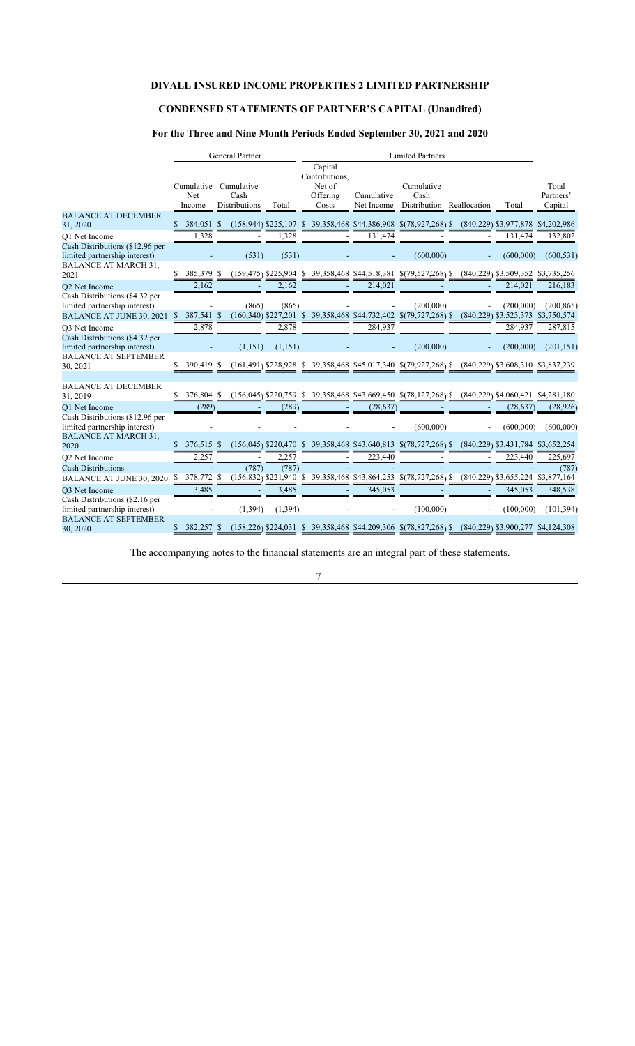# DIVALL INSURED INCOME PROPERTIES 2 LIMITED PARTNERSHIP

## CONDENSED STATEMENTS OF PARTNER'S CAPITAL (Unaudited)

### For the Three and Nine Month Periods Ended September 30, 2021 and 2020

| | General Partner | | | Limited Partners | | | | | |
|---|---|---|---|---|---|---|---|---|---|
| | Cumulative Net Income | Cumulative Cash Distributions | Total | Capital Contributions, Net of Offering Costs | Cumulative Net Income | Cumulative Cash Distribution | Reallocation | Total | Total Partners' Capital |
| BALANCE AT DECEMBER 31, 2020 | $ 384,051 | $ (158,944) | $225,107 | $ 39,358,468 | $44,386,908 | $(78,927,268) | $ (840,229) | $3,977,878 | $4,202,986 |
| Q1 Net Income | 1,328 | - | 1,328 | - | 131,474 | - | - | 131,474 | 132,802 |
| Cash Distributions ($12.96 per limited partnership interest) | - | (531) | (531) | - | - | (600,000) | - | (600,000) | (600,531) |
| BALANCE AT MARCH 31, 2021 | $ 385,379 | $ (159,475) | $225,904 | $ 39,358,468 | $44,518,381 | $(79,527,268) | $ (840,229) | $3,509,352 | $3,735,256 |
| Q2 Net Income | 2,162 | - | 2,162 | - | 214,021 | - | - | 214,021 | 216,183 |
| Cash Distributions ($4.32 per limited partnership interest) | - | (865) | (865) | - | - | (200,000) | - | (200,000) | (200,865) |
| BALANCE AT JUNE 30, 2021 | $ 387,541 | $ (160,340) | $227,201 | $ 39,358,468 | $44,732,402 | $(79,727,268) | $ (840,229) | $3,523,373 | $3,750,574 |
| Q3 Net Income | 2,878 | - | 2,878 | - | 284,937 | - | - | 284,937 | 287,815 |
| Cash Distributions ($4.32 per limited partnership interest) | - | (1,151) | (1,151) | - | - | (200,000) | - | (200,000) | (201,151) |
| BALANCE AT SEPTEMBER 30, 2021 | $ 390,419 | $ (161,491) | $228,928 | $ 39,358,468 | $45,017,340 | $(79,927,268) | $ (840,229) | $3,608,310 | $3,837,239 |
| | | | | | | | | | |
| BALANCE AT DECEMBER 31, 2019 | $ 376,804 | $ (156,045) | $220,759 | $ 39,358,468 | $43,669,450 | $(78,127,268) | $ (840,229) | $4,060,421 | $4,281,180 |
| Q1 Net Income | (289) | - | (289) | - | (28,637) | - | - | (28,637) | (28,926) |
| Cash Distributions ($12.96 per limited partnership interest) | - | - | - | - | - | (600,000) | - | (600,000) | (600,000) |
| BALANCE AT MARCH 31, 2020 | $ 376,515 | $ (156,045) | $220,470 | $ 39,358,468 | $43,640,813 | $(78,727,268) | $ (840,229) | $3,431,784 | $3,652,254 |
| Q2 Net Income | 2,257 | - | 2,257 | - | 223,440 | - | - | 223,440 | 225,697 |
| Cash Distributions | - | (787) | (787) | - | - | - | - | - | (787) |
| BALANCE AT JUNE 30, 2020 | $ 378,772 | $ (156,832) | $221,940 | $ 39,358,468 | $43,864,253 | $(78,727,268) | $ (840,229) | $3,655,224 | $3,877,164 |
| Q3 Net Income | 3,485 | - | 3,485 | - | 345,053 | - | - | 345,053 | 348,538 |
| Cash Distributions ($2.16 per limited partnership interest) | - | (1,394) | (1,394) | - | - | (100,000) | - | (100,000) | (101,394) |
| BALANCE AT SEPTEMBER 30, 2020 | $ 382,257 | $ (158,226) | $224,031 | $ 39,358,468 | $44,209,306 | $(78,827,268) | $ (840,229) | $3,900,277 | $4,124,308 |

The accompanying notes to the financial statements are an integral part of these statements.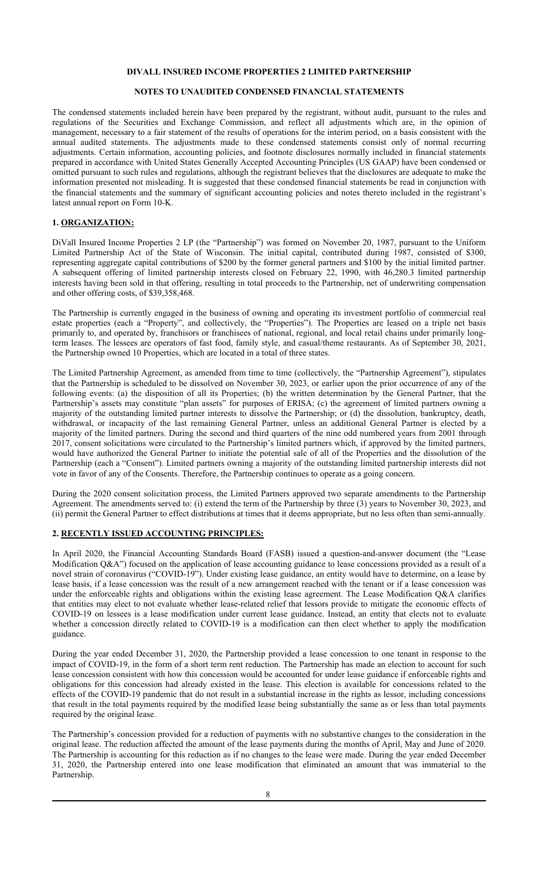# DIVALL INSURED INCOME PROPERTIES 2 LIMITED PARTNERSHIP

## NOTES TO UNAUDITED CONDENSED FINANCIAL STATEMENTS

The condensed statements included herein have been prepared by the registrant, without audit, pursuant to the rules and regulations of the Securities and Exchange Commission, and reflect all adjustments which are, in the opinion of management, necessary to a fair statement of the results of operations for the interim period, on a basis consistent with the annual audited statements. The adjustments made to these condensed statements consist only of normal recurring adjustments. Certain information, accounting policies, and footnote disclosures normally included in financial statements prepared in accordance with United States Generally Accepted Accounting Principles (US GAAP) have been condensed or omitted pursuant to such rules and regulations, although the registrant believes that the disclosures are adequate to make the information presented not misleading. It is suggested that these condensed financial statements be read in conjunction with the financial statements and the summary of significant accounting policies and notes thereto included in the registrant's latest annual report on Form 10-K.

### 1. ORGANIZATION:

DiVall Insured Income Properties 2 LP (the "Partnership") was formed on November 20, 1987, pursuant to the Uniform Limited Partnership Act of the State of Wisconsin. The initial capital, contributed during 1987, consisted of $300, representing aggregate capital contributions of $200 by the former general partners and $100 by the initial limited partner. A subsequent offering of limited partnership interests closed on February 22, 1990, with 46,280.3 limited partnership interests having been sold in that offering, resulting in total proceeds to the Partnership, net of underwriting compensation and other offering costs, of $39,358,468.

The Partnership is currently engaged in the business of owning and operating its investment portfolio of commercial real estate properties (each a "Property", and collectively, the "Properties"). The Properties are leased on a triple net basis primarily to, and operated by, franchisors or franchisees of national, regional, and local retail chains under primarily long-term leases. The lessees are operators of fast food, family style, and casual/theme restaurants. As of September 30, 2021, the Partnership owned 10 Properties, which are located in a total of three states.

The Limited Partnership Agreement, as amended from time to time (collectively, the "Partnership Agreement"), stipulates that the Partnership is scheduled to be dissolved on November 30, 2023, or earlier upon the prior occurrence of any of the following events: (a) the disposition of all its Properties; (b) the written determination by the General Partner, that the Partnership's assets may constitute "plan assets" for purposes of ERISA; (c) the agreement of limited partners owning a majority of the outstanding limited partner interests to dissolve the Partnership; or (d) the dissolution, bankruptcy, death, withdrawal, or incapacity of the last remaining General Partner, unless an additional General Partner is elected by a majority of the limited partners. During the second and third quarters of the nine odd numbered years from 2001 through 2017, consent solicitations were circulated to the Partnership's limited partners which, if approved by the limited partners, would have authorized the General Partner to initiate the potential sale of all of the Properties and the dissolution of the Partnership (each a "Consent"). Limited partners owning a majority of the outstanding limited partnership interests did not vote in favor of any of the Consents. Therefore, the Partnership continues to operate as a going concern.

During the 2020 consent solicitation process, the Limited Partners approved two separate amendments to the Partnership Agreement. The amendments served to: (i) extend the term of the Partnership by three (3) years to November 30, 2023, and (ii) permit the General Partner to effect distributions at times that it deems appropriate, but no less often than semi-annually.

### 2. RECENTLY ISSUED ACCOUNTING PRINCIPLES:

In April 2020, the Financial Accounting Standards Board (FASB) issued a question-and-answer document (the "Lease Modification Q&A") focused on the application of lease accounting guidance to lease concessions provided as a result of a novel strain of coronavirus ("COVID-19"). Under existing lease guidance, an entity would have to determine, on a lease by lease basis, if a lease concession was the result of a new arrangement reached with the tenant or if a lease concession was under the enforceable rights and obligations within the existing lease agreement. The Lease Modification Q&A clarifies that entities may elect to not evaluate whether lease-related relief that lessors provide to mitigate the economic effects of COVID-19 on lessees is a lease modification under current lease guidance. Instead, an entity that elects not to evaluate whether a concession directly related to COVID-19 is a modification can then elect whether to apply the modification guidance.

During the year ended December 31, 2020, the Partnership provided a lease concession to one tenant in response to the impact of COVID-19, in the form of a short term rent reduction. The Partnership has made an election to account for such lease concession consistent with how this concession would be accounted for under lease guidance if enforceable rights and obligations for this concession had already existed in the lease. This election is available for concessions related to the effects of the COVID-19 pandemic that do not result in a substantial increase in the rights as lessor, including concessions that result in the total payments required by the modified lease being substantially the same as or less than total payments required by the original lease.

The Partnership's concession provided for a reduction of payments with no substantive changes to the consideration in the original lease. The reduction affected the amount of the lease payments during the months of April, May and June of 2020. The Partnership is accounting for this reduction as if no changes to the lease were made. During the year ended December 31, 2020, the Partnership entered into one lease modification that eliminated an amount that was immaterial to the Partnership.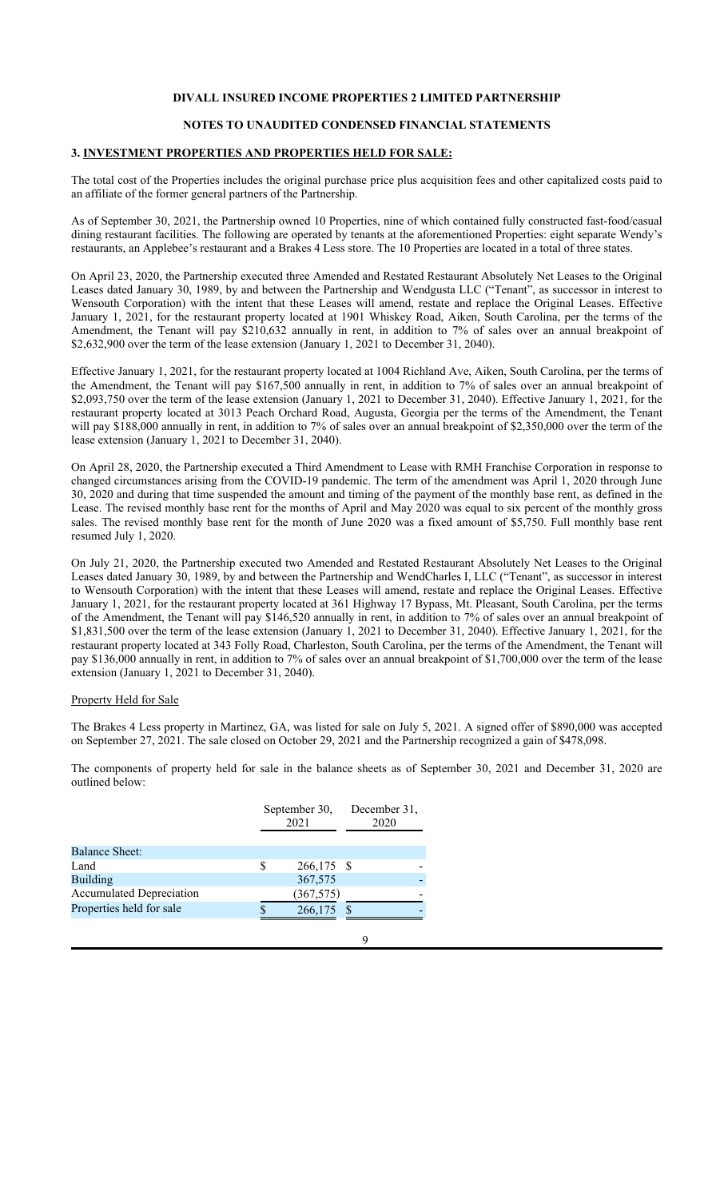**DIVALL INSURED INCOME PROPERTIES 2 LIMITED PARTNERSHIP**

**NOTES TO UNAUDITED CONDENSED FINANCIAL STATEMENTS**

**3. INVESTMENT PROPERTIES AND PROPERTIES HELD FOR SALE:**

The total cost of the Properties includes the original purchase price plus acquisition fees and other capitalized costs paid to an affiliate of the former general partners of the Partnership.

As of September 30, 2021, the Partnership owned 10 Properties, nine of which contained fully constructed fast-food/casual dining restaurant facilities. The following are operated by tenants at the aforementioned Properties: eight separate Wendy's restaurants, an Applebee's restaurant and a Brakes 4 Less store. The 10 Properties are located in a total of three states.

On April 23, 2020, the Partnership executed three Amended and Restated Restaurant Absolutely Net Leases to the Original Leases dated January 30, 1989, by and between the Partnership and Wendgusta LLC ("Tenant", as successor in interest to Wensouth Corporation) with the intent that these Leases will amend, restate and replace the Original Leases. Effective January 1, 2021, for the restaurant property located at 1901 Whiskey Road, Aiken, South Carolina, per the terms of the Amendment, the Tenant will pay $210,632 annually in rent, in addition to 7% of sales over an annual breakpoint of $2,632,900 over the term of the lease extension (January 1, 2021 to December 31, 2040).

Effective January 1, 2021, for the restaurant property located at 1004 Richland Ave, Aiken, South Carolina, per the terms of the Amendment, the Tenant will pay $167,500 annually in rent, in addition to 7% of sales over an annual breakpoint of $2,093,750 over the term of the lease extension (January 1, 2021 to December 31, 2040). Effective January 1, 2021, for the restaurant property located at 3013 Peach Orchard Road, Augusta, Georgia per the terms of the Amendment, the Tenant will pay $188,000 annually in rent, in addition to 7% of sales over an annual breakpoint of $2,350,000 over the term of the lease extension (January 1, 2021 to December 31, 2040).

On April 28, 2020, the Partnership executed a Third Amendment to Lease with RMH Franchise Corporation in response to changed circumstances arising from the COVID-19 pandemic. The term of the amendment was April 1, 2020 through June 30, 2020 and during that time suspended the amount and timing of the payment of the monthly base rent, as defined in the Lease. The revised monthly base rent for the months of April and May 2020 was equal to six percent of the monthly gross sales. The revised monthly base rent for the month of June 2020 was a fixed amount of $5,750. Full monthly base rent resumed July 1, 2020.

On July 21, 2020, the Partnership executed two Amended and Restated Restaurant Absolutely Net Leases to the Original Leases dated January 30, 1989, by and between the Partnership and WendCharles I, LLC ("Tenant", as successor in interest to Wensouth Corporation) with the intent that these Leases will amend, restate and replace the Original Leases. Effective January 1, 2021, for the restaurant property located at 361 Highway 17 Bypass, Mt. Pleasant, South Carolina, per the terms of the Amendment, the Tenant will pay $146,520 annually in rent, in addition to 7% of sales over an annual breakpoint of $1,831,500 over the term of the lease extension (January 1, 2021 to December 31, 2040). Effective January 1, 2021, for the restaurant property located at 343 Folly Road, Charleston, South Carolina, per the terms of the Amendment, the Tenant will pay $136,000 annually in rent, in addition to 7% of sales over an annual breakpoint of $1,700,000 over the term of the lease extension (January 1, 2021 to December 31, 2040).

Property Held for Sale

The Brakes 4 Less property in Martinez, GA, was listed for sale on July 5, 2021. A signed offer of $890,000 was accepted on September 27, 2021. The sale closed on October 29, 2021 and the Partnership recognized a gain of $478,098.

The components of property held for sale in the balance sheets as of September 30, 2021 and December 31, 2020 are outlined below:

| | September 30, 2021 | December 31, 2020 |
|---|---|---|
| Balance Sheet: | | |
| Land | $ 266,175 | $ - |
| Building | 367,575 | - |
| Accumulated Depreciation | (367,575) | - |
| Properties held for sale | $ 266,175 | $ - |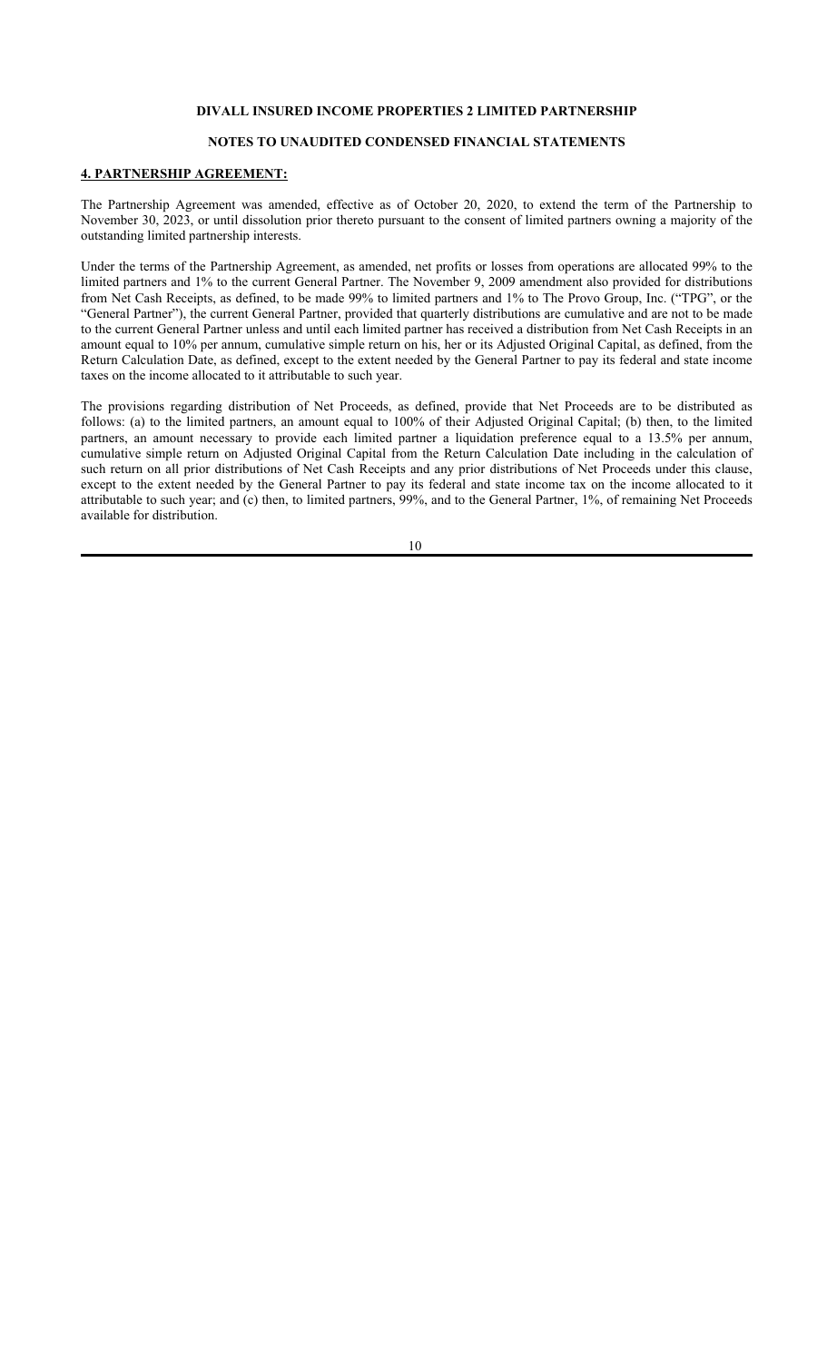**DIVALL INSURED INCOME PROPERTIES 2 LIMITED PARTNERSHIP**

**NOTES TO UNAUDITED CONDENSED FINANCIAL STATEMENTS**

## 4. PARTNERSHIP AGREEMENT:

The Partnership Agreement was amended, effective as of October 20, 2020, to extend the term of the Partnership to November 30, 2023, or until dissolution prior thereto pursuant to the consent of limited partners owning a majority of the outstanding limited partnership interests.

Under the terms of the Partnership Agreement, as amended, net profits or losses from operations are allocated 99% to the limited partners and 1% to the current General Partner. The November 9, 2009 amendment also provided for distributions from Net Cash Receipts, as defined, to be made 99% to limited partners and 1% to The Provo Group, Inc. ("TPG", or the "General Partner"), the current General Partner, provided that quarterly distributions are cumulative and are not to be made to the current General Partner unless and until each limited partner has received a distribution from Net Cash Receipts in an amount equal to 10% per annum, cumulative simple return on his, her or its Adjusted Original Capital, as defined, from the Return Calculation Date, as defined, except to the extent needed by the General Partner to pay its federal and state income taxes on the income allocated to it attributable to such year.

The provisions regarding distribution of Net Proceeds, as defined, provide that Net Proceeds are to be distributed as follows: (a) to the limited partners, an amount equal to 100% of their Adjusted Original Capital; (b) then, to the limited partners, an amount necessary to provide each limited partner a liquidation preference equal to a 13.5% per annum, cumulative simple return on Adjusted Original Capital from the Return Calculation Date including in the calculation of such return on all prior distributions of Net Cash Receipts and any prior distributions of Net Proceeds under this clause, except to the extent needed by the General Partner to pay its federal and state income tax on the income allocated to it attributable to such year; and (c) then, to limited partners, 99%, and to the General Partner, 1%, of remaining Net Proceeds available for distribution.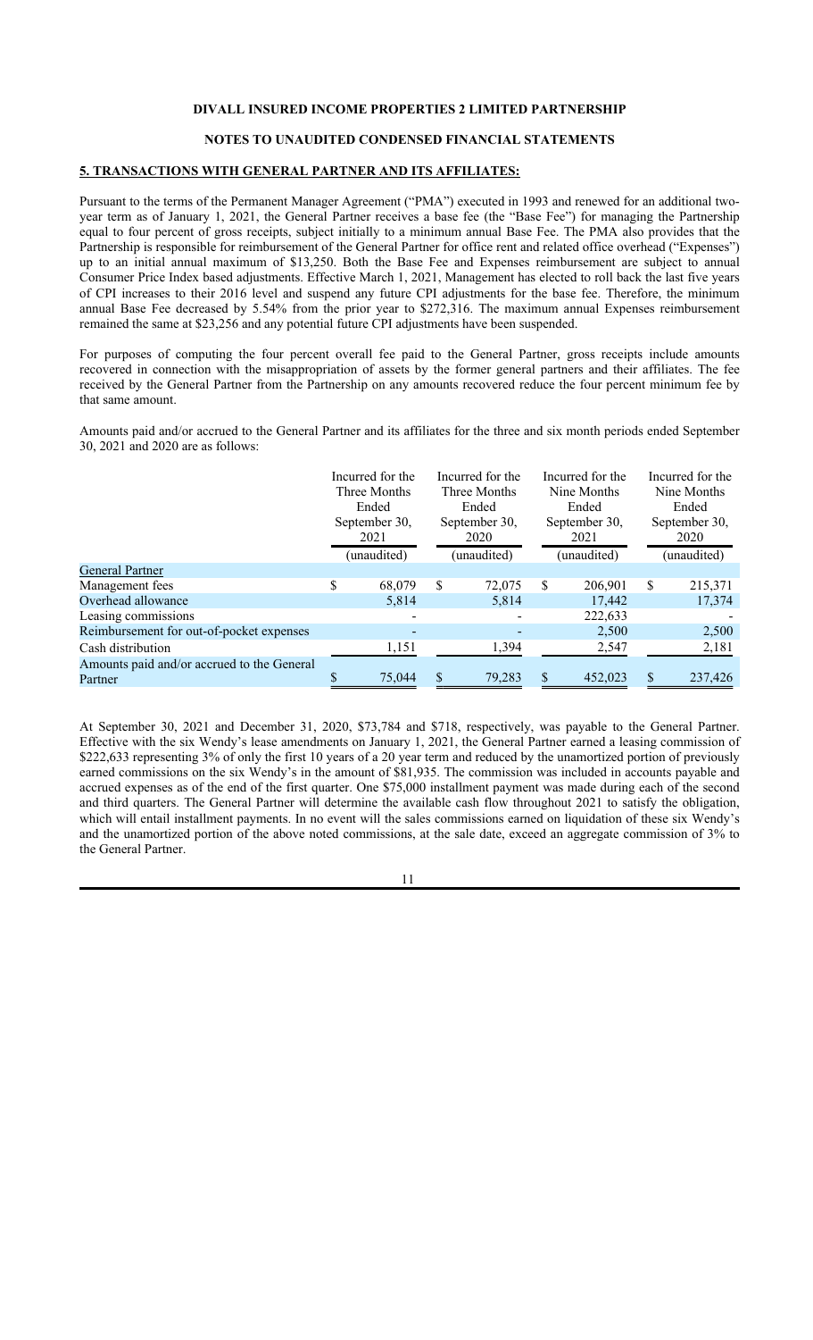**DIVALL INSURED INCOME PROPERTIES 2 LIMITED PARTNERSHIP**

**NOTES TO UNAUDITED CONDENSED FINANCIAL STATEMENTS**

## 5. TRANSACTIONS WITH GENERAL PARTNER AND ITS AFFILIATES:

Pursuant to the terms of the Permanent Manager Agreement ("PMA") executed in 1993 and renewed for an additional two-year term as of January 1, 2021, the General Partner receives a base fee (the "Base Fee") for managing the Partnership equal to four percent of gross receipts, subject initially to a minimum annual Base Fee. The PMA also provides that the Partnership is responsible for reimbursement of the General Partner for office rent and related office overhead ("Expenses") up to an initial annual maximum of \$13,250. Both the Base Fee and Expenses reimbursement are subject to annual Consumer Price Index based adjustments. Effective March 1, 2021, Management has elected to roll back the last five years of CPI increases to their 2016 level and suspend any future CPI adjustments for the base fee. Therefore, the minimum annual Base Fee decreased by 5.54% from the prior year to \$272,316. The maximum annual Expenses reimbursement remained the same at \$23,256 and any potential future CPI adjustments have been suspended.

For purposes of computing the four percent overall fee paid to the General Partner, gross receipts include amounts recovered in connection with the misappropriation of assets by the former general partners and their affiliates. The fee received by the General Partner from the Partnership on any amounts recovered reduce the four percent minimum fee by that same amount.

Amounts paid and/or accrued to the General Partner and its affiliates for the three and six month periods ended September 30, 2021 and 2020 are as follows:

| | Incurred for the Three Months Ended September 30, 2021 (unaudited) | Incurred for the Three Months Ended September 30, 2020 (unaudited) | Incurred for the Nine Months Ended September 30, 2021 (unaudited) | Incurred for the Nine Months Ended September 30, 2020 (unaudited) |
|---|---|---|---|---|
| General Partner | | | | |
| Management fees | $ 68,079 | $ 72,075 | $ 206,901 | $ 215,371 |
| Overhead allowance | 5,814 | 5,814 | 17,442 | 17,374 |
| Leasing commissions | - | - | 222,633 | - |
| Reimbursement for out-of-pocket expenses | - | - | 2,500 | 2,500 |
| Cash distribution | 1,151 | 1,394 | 2,547 | 2,181 |
| Amounts paid and/or accrued to the General Partner | $ 75,044 | $ 79,283 | $ 452,023 | $ 237,426 |

At September 30, 2021 and December 31, 2020, \$73,784 and \$718, respectively, was payable to the General Partner. Effective with the six Wendy's lease amendments on January 1, 2021, the General Partner earned a leasing commission of \$222,633 representing 3% of only the first 10 years of a 20 year term and reduced by the unamortized portion of previously earned commissions on the six Wendy's in the amount of \$81,935. The commission was included in accounts payable and accrued expenses as of the end of the first quarter. One \$75,000 installment payment was made during each of the second and third quarters. The General Partner will determine the available cash flow throughout 2021 to satisfy the obligation, which will entail installment payments. In no event will the sales commissions earned on liquidation of these six Wendy's and the unamortized portion of the above noted commissions, at the sale date, exceed an aggregate commission of 3% to the General Partner.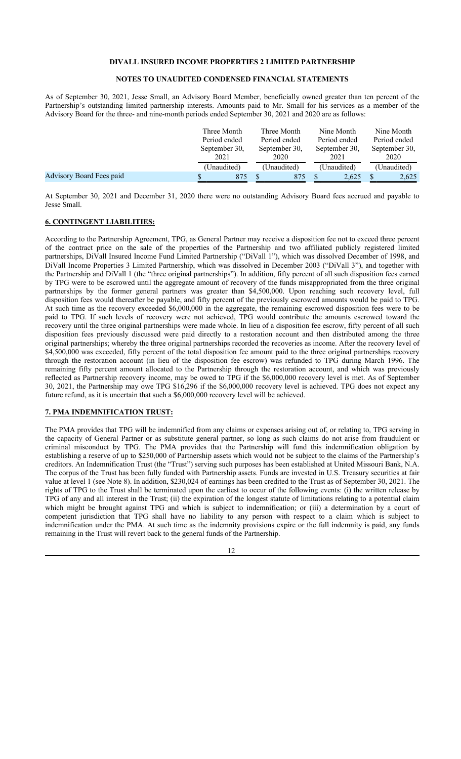## DIVALL INSURED INCOME PROPERTIES 2 LIMITED PARTNERSHIP

### NOTES TO UNAUDITED CONDENSED FINANCIAL STATEMENTS

As of September 30, 2021, Jesse Small, an Advisory Board Member, beneficially owned greater than ten percent of the Partnership's outstanding limited partnership interests. Amounts paid to Mr. Small for his services as a member of the Advisory Board for the three- and nine-month periods ended September 30, 2021 and 2020 are as follows:

| | Three Month Period ended September 30, 2021 | Three Month Period ended September 30, 2020 | Nine Month Period ended September 30, 2021 | Nine Month Period ended September 30, 2020 |
|---|---|---|---|---|
| | (Unaudited) | (Unaudited) | (Unaudited) | (Unaudited) |
| Advisory Board Fees paid | $ 875 | $ 875 | $ 2,625 | $ 2,625 |

At September 30, 2021 and December 31, 2020 there were no outstanding Advisory Board fees accrued and payable to Jesse Small.

### 6. CONTINGENT LIABILITIES:

According to the Partnership Agreement, TPG, as General Partner may receive a disposition fee not to exceed three percent of the contract price on the sale of the properties of the Partnership and two affiliated publicly registered limited partnerships, DiVall Insured Income Fund Limited Partnership ("DiVall 1"), which was dissolved December of 1998, and DiVall Income Properties 3 Limited Partnership, which was dissolved in December 2003 ("DiVall 3"), and together with the Partnership and DiVall 1 (the "three original partnerships"). In addition, fifty percent of all such disposition fees earned by TPG were to be escrowed until the aggregate amount of recovery of the funds misappropriated from the three original partnerships by the former general partners was greater than $4,500,000. Upon reaching such recovery level, full disposition fees would thereafter be payable, and fifty percent of the previously escrowed amounts would be paid to TPG. At such time as the recovery exceeded $6,000,000 in the aggregate, the remaining escrowed disposition fees were to be paid to TPG. If such levels of recovery were not achieved, TPG would contribute the amounts escrowed toward the recovery until the three original partnerships were made whole. In lieu of a disposition fee escrow, fifty percent of all such disposition fees previously discussed were paid directly to a restoration account and then distributed among the three original partnerships; whereby the three original partnerships recorded the recoveries as income. After the recovery level of $4,500,000 was exceeded, fifty percent of the total disposition fee amount paid to the three original partnerships recovery through the restoration account (in lieu of the disposition fee escrow) was refunded to TPG during March 1996. The remaining fifty percent amount allocated to the Partnership through the restoration account, and which was previously reflected as Partnership recovery income, may be owed to TPG if the $6,000,000 recovery level is met. As of September 30, 2021, the Partnership may owe TPG $16,296 if the $6,000,000 recovery level is achieved. TPG does not expect any future refund, as it is uncertain that such a $6,000,000 recovery level will be achieved.

### 7. PMA INDEMNIFICATION TRUST:

The PMA provides that TPG will be indemnified from any claims or expenses arising out of, or relating to, TPG serving in the capacity of General Partner or as substitute general partner, so long as such claims do not arise from fraudulent or criminal misconduct by TPG. The PMA provides that the Partnership will fund this indemnification obligation by establishing a reserve of up to $250,000 of Partnership assets which would not be subject to the claims of the Partnership's creditors. An Indemnification Trust (the "Trust") serving such purposes has been established at United Missouri Bank, N.A. The corpus of the Trust has been fully funded with Partnership assets. Funds are invested in U.S. Treasury securities at fair value at level 1 (see Note 8). In addition, $230,024 of earnings has been credited to the Trust as of September 30, 2021. The rights of TPG to the Trust shall be terminated upon the earliest to occur of the following events: (i) the written release by TPG of any and all interest in the Trust; (ii) the expiration of the longest statute of limitations relating to a potential claim which might be brought against TPG and which is subject to indemnification; or (iii) a determination by a court of competent jurisdiction that TPG shall have no liability to any person with respect to a claim which is subject to indemnification under the PMA. At such time as the indemnity provisions expire or the full indemnity is paid, any funds remaining in the Trust will revert back to the general funds of the Partnership.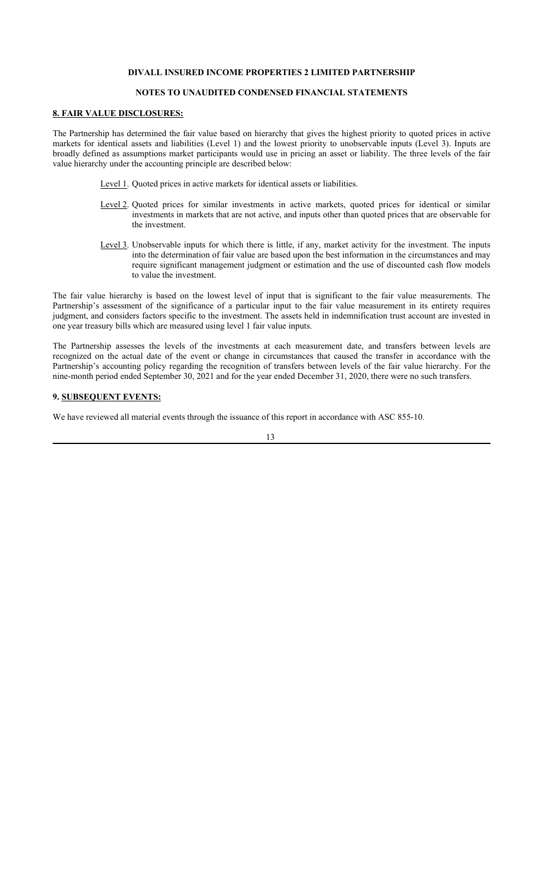**DIVALL INSURED INCOME PROPERTIES 2 LIMITED PARTNERSHIP**

**NOTES TO UNAUDITED CONDENSED FINANCIAL STATEMENTS**

**8. FAIR VALUE DISCLOSURES:**

The Partnership has determined the fair value based on hierarchy that gives the highest priority to quoted prices in active markets for identical assets and liabilities (Level 1) and the lowest priority to unobservable inputs (Level 3). Inputs are broadly defined as assumptions market participants would use in pricing an asset or liability. The three levels of the fair value hierarchy under the accounting principle are described below:

Level 1. Quoted prices in active markets for identical assets or liabilities.

Level 2. Quoted prices for similar investments in active markets, quoted prices for identical or similar investments in markets that are not active, and inputs other than quoted prices that are observable for the investment.

Level 3. Unobservable inputs for which there is little, if any, market activity for the investment. The inputs into the determination of fair value are based upon the best information in the circumstances and may require significant management judgment or estimation and the use of discounted cash flow models to value the investment.

The fair value hierarchy is based on the lowest level of input that is significant to the fair value measurements. The Partnership's assessment of the significance of a particular input to the fair value measurement in its entirety requires judgment, and considers factors specific to the investment. The assets held in indemnification trust account are invested in one year treasury bills which are measured using level 1 fair value inputs.

The Partnership assesses the levels of the investments at each measurement date, and transfers between levels are recognized on the actual date of the event or change in circumstances that caused the transfer in accordance with the Partnership's accounting policy regarding the recognition of transfers between levels of the fair value hierarchy. For the nine-month period ended September 30, 2021 and for the year ended December 31, 2020, there were no such transfers.

**9. SUBSEQUENT EVENTS:**

We have reviewed all material events through the issuance of this report in accordance with ASC 855-10.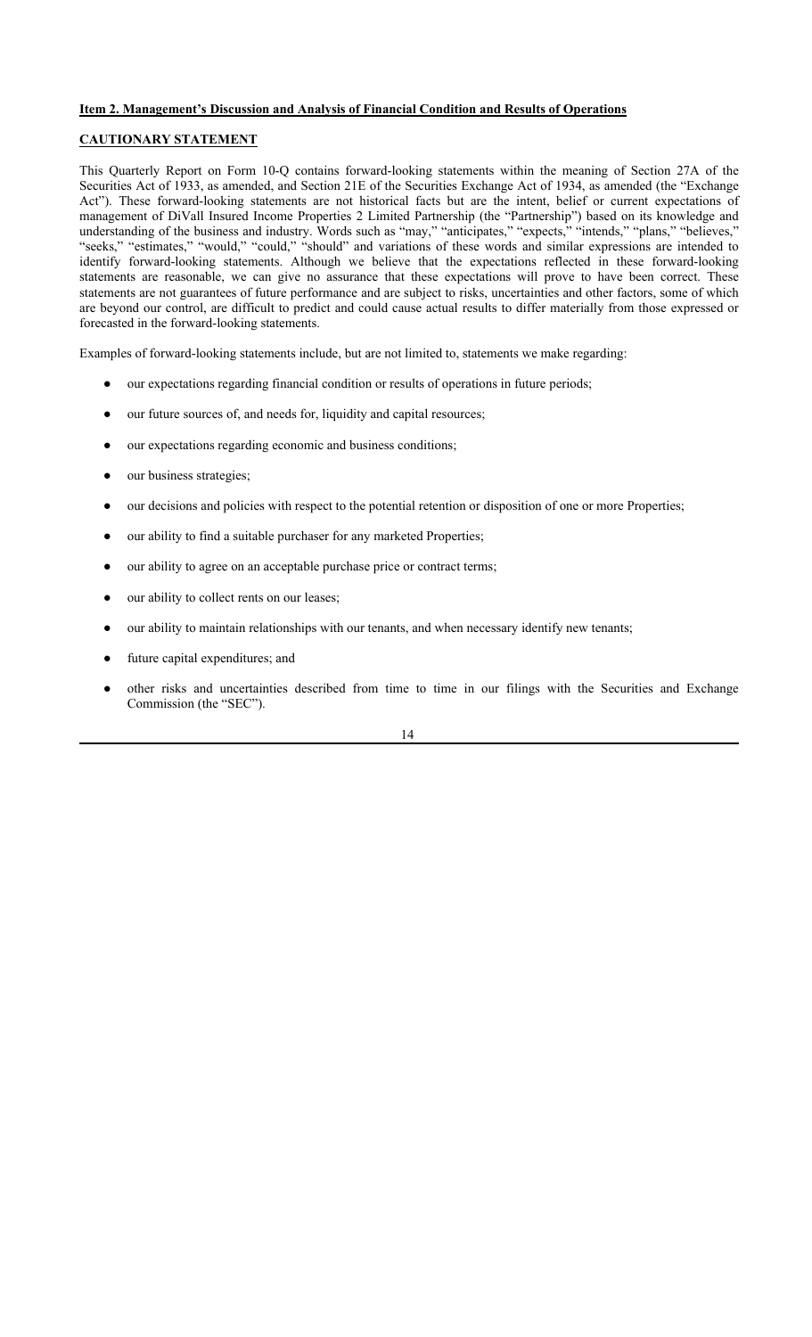**Item 2. Management's Discussion and Analysis of Financial Condition and Results of Operations**

**CAUTIONARY STATEMENT**

This Quarterly Report on Form 10-Q contains forward-looking statements within the meaning of Section 27A of the Securities Act of 1933, as amended, and Section 21E of the Securities Exchange Act of 1934, as amended (the "Exchange Act"). These forward-looking statements are not historical facts but are the intent, belief or current expectations of management of DiVall Insured Income Properties 2 Limited Partnership (the "Partnership") based on its knowledge and understanding of the business and industry. Words such as "may," "anticipates," "expects," "intends," "plans," "believes," "seeks," "estimates," "would," "could," "should" and variations of these words and similar expressions are intended to identify forward-looking statements. Although we believe that the expectations reflected in these forward-looking statements are reasonable, we can give no assurance that these expectations will prove to have been correct. These statements are not guarantees of future performance and are subject to risks, uncertainties and other factors, some of which are beyond our control, are difficult to predict and could cause actual results to differ materially from those expressed or forecasted in the forward-looking statements.

Examples of forward-looking statements include, but are not limited to, statements we make regarding:

- our expectations regarding financial condition or results of operations in future periods;
- our future sources of, and needs for, liquidity and capital resources;
- our expectations regarding economic and business conditions;
- our business strategies;
- our decisions and policies with respect to the potential retention or disposition of one or more Properties;
- our ability to find a suitable purchaser for any marketed Properties;
- our ability to agree on an acceptable purchase price or contract terms;
- our ability to collect rents on our leases;
- our ability to maintain relationships with our tenants, and when necessary identify new tenants;
- future capital expenditures; and
- other risks and uncertainties described from time to time in our filings with the Securities and Exchange Commission (the "SEC").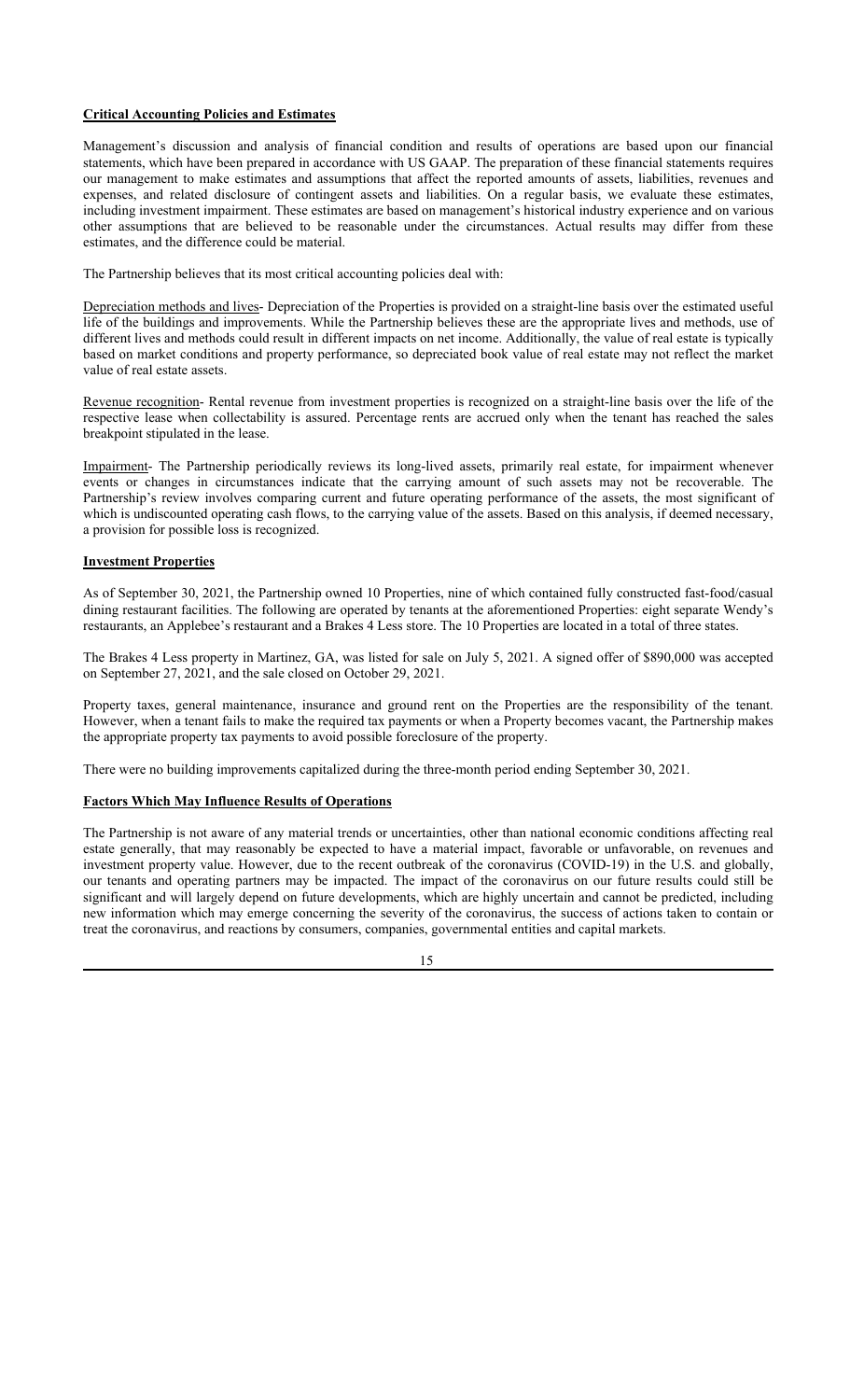**Critical Accounting Policies and Estimates**

Management's discussion and analysis of financial condition and results of operations are based upon our financial statements, which have been prepared in accordance with US GAAP. The preparation of these financial statements requires our management to make estimates and assumptions that affect the reported amounts of assets, liabilities, revenues and expenses, and related disclosure of contingent assets and liabilities. On a regular basis, we evaluate these estimates, including investment impairment. These estimates are based on management's historical industry experience and on various other assumptions that are believed to be reasonable under the circumstances. Actual results may differ from these estimates, and the difference could be material.

The Partnership believes that its most critical accounting policies deal with:

Depreciation methods and lives- Depreciation of the Properties is provided on a straight-line basis over the estimated useful life of the buildings and improvements. While the Partnership believes these are the appropriate lives and methods, use of different lives and methods could result in different impacts on net income. Additionally, the value of real estate is typically based on market conditions and property performance, so depreciated book value of real estate may not reflect the market value of real estate assets.

Revenue recognition- Rental revenue from investment properties is recognized on a straight-line basis over the life of the respective lease when collectability is assured. Percentage rents are accrued only when the tenant has reached the sales breakpoint stipulated in the lease.

Impairment- The Partnership periodically reviews its long-lived assets, primarily real estate, for impairment whenever events or changes in circumstances indicate that the carrying amount of such assets may not be recoverable. The Partnership's review involves comparing current and future operating performance of the assets, the most significant of which is undiscounted operating cash flows, to the carrying value of the assets. Based on this analysis, if deemed necessary, a provision for possible loss is recognized.

**Investment Properties**

As of September 30, 2021, the Partnership owned 10 Properties, nine of which contained fully constructed fast-food/casual dining restaurant facilities. The following are operated by tenants at the aforementioned Properties: eight separate Wendy's restaurants, an Applebee's restaurant and a Brakes 4 Less store. The 10 Properties are located in a total of three states.

The Brakes 4 Less property in Martinez, GA, was listed for sale on July 5, 2021. A signed offer of $890,000 was accepted on September 27, 2021, and the sale closed on October 29, 2021.

Property taxes, general maintenance, insurance and ground rent on the Properties are the responsibility of the tenant. However, when a tenant fails to make the required tax payments or when a Property becomes vacant, the Partnership makes the appropriate property tax payments to avoid possible foreclosure of the property.

There were no building improvements capitalized during the three-month period ending September 30, 2021.

**Factors Which May Influence Results of Operations**

The Partnership is not aware of any material trends or uncertainties, other than national economic conditions affecting real estate generally, that may reasonably be expected to have a material impact, favorable or unfavorable, on revenues and investment property value. However, due to the recent outbreak of the coronavirus (COVID-19) in the U.S. and globally, our tenants and operating partners may be impacted. The impact of the coronavirus on our future results could still be significant and will largely depend on future developments, which are highly uncertain and cannot be predicted, including new information which may emerge concerning the severity of the coronavirus, the success of actions taken to contain or treat the coronavirus, and reactions by consumers, companies, governmental entities and capital markets.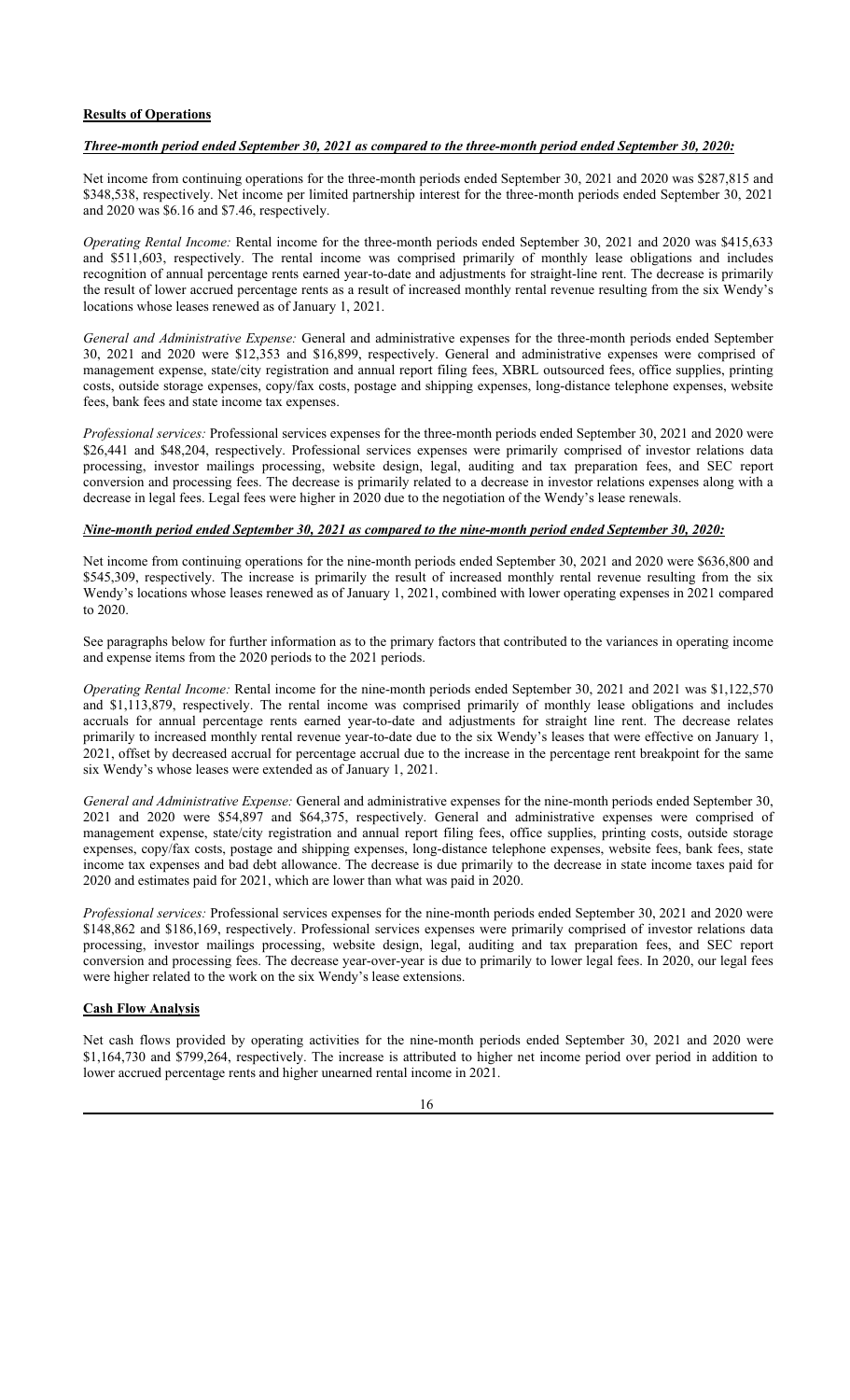**Results of Operations**

***Three-month period ended September 30, 2021 as compared to the three-month period ended September 30, 2020:***

Net income from continuing operations for the three-month periods ended September 30, 2021 and 2020 was $287,815 and $348,538, respectively. Net income per limited partnership interest for the three-month periods ended September 30, 2021 and 2020 was $6.16 and $7.46, respectively.

*Operating Rental Income:* Rental income for the three-month periods ended September 30, 2021 and 2020 was $415,633 and $511,603, respectively. The rental income was comprised primarily of monthly lease obligations and includes recognition of annual percentage rents earned year-to-date and adjustments for straight-line rent. The decrease is primarily the result of lower accrued percentage rents as a result of increased monthly rental revenue resulting from the six Wendy's locations whose leases renewed as of January 1, 2021.

*General and Administrative Expense:* General and administrative expenses for the three-month periods ended September 30, 2021 and 2020 were $12,353 and $16,899, respectively. General and administrative expenses were comprised of management expense, state/city registration and annual report filing fees, XBRL outsourced fees, office supplies, printing costs, outside storage expenses, copy/fax costs, postage and shipping expenses, long-distance telephone expenses, website fees, bank fees and state income tax expenses.

*Professional services:* Professional services expenses for the three-month periods ended September 30, 2021 and 2020 were $26,441 and $48,204, respectively. Professional services expenses were primarily comprised of investor relations data processing, investor mailings processing, website design, legal, auditing and tax preparation fees, and SEC report conversion and processing fees. The decrease is primarily related to a decrease in investor relations expenses along with a decrease in legal fees. Legal fees were higher in 2020 due to the negotiation of the Wendy's lease renewals.

***Nine-month period ended September 30, 2021 as compared to the nine-month period ended September 30, 2020:***

Net income from continuing operations for the nine-month periods ended September 30, 2021 and 2020 were $636,800 and $545,309, respectively. The increase is primarily the result of increased monthly rental revenue resulting from the six Wendy's locations whose leases renewed as of January 1, 2021, combined with lower operating expenses in 2021 compared to 2020.

See paragraphs below for further information as to the primary factors that contributed to the variances in operating income and expense items from the 2020 periods to the 2021 periods.

*Operating Rental Income:* Rental income for the nine-month periods ended September 30, 2021 and 2021 was $1,122,570 and $1,113,879, respectively. The rental income was comprised primarily of monthly lease obligations and includes accruals for annual percentage rents earned year-to-date and adjustments for straight line rent. The decrease relates primarily to increased monthly rental revenue year-to-date due to the six Wendy's leases that were effective on January 1, 2021, offset by decreased accrual for percentage accrual due to the increase in the percentage rent breakpoint for the same six Wendy's whose leases were extended as of January 1, 2021.

*General and Administrative Expense:* General and administrative expenses for the nine-month periods ended September 30, 2021 and 2020 were $54,897 and $64,375, respectively. General and administrative expenses were comprised of management expense, state/city registration and annual report filing fees, office supplies, printing costs, outside storage expenses, copy/fax costs, postage and shipping expenses, long-distance telephone expenses, website fees, bank fees, state income tax expenses and bad debt allowance. The decrease is due primarily to the decrease in state income taxes paid for 2020 and estimates paid for 2021, which are lower than what was paid in 2020.

*Professional services:* Professional services expenses for the nine-month periods ended September 30, 2021 and 2020 were $148,862 and $186,169, respectively. Professional services expenses were primarily comprised of investor relations data processing, investor mailings processing, website design, legal, auditing and tax preparation fees, and SEC report conversion and processing fees. The decrease year-over-year is due to primarily to lower legal fees. In 2020, our legal fees were higher related to the work on the six Wendy's lease extensions.

**Cash Flow Analysis**

Net cash flows provided by operating activities for the nine-month periods ended September 30, 2021 and 2020 were $1,164,730 and $799,264, respectively. The increase is attributed to higher net income period over period in addition to lower accrued percentage rents and higher unearned rental income in 2021.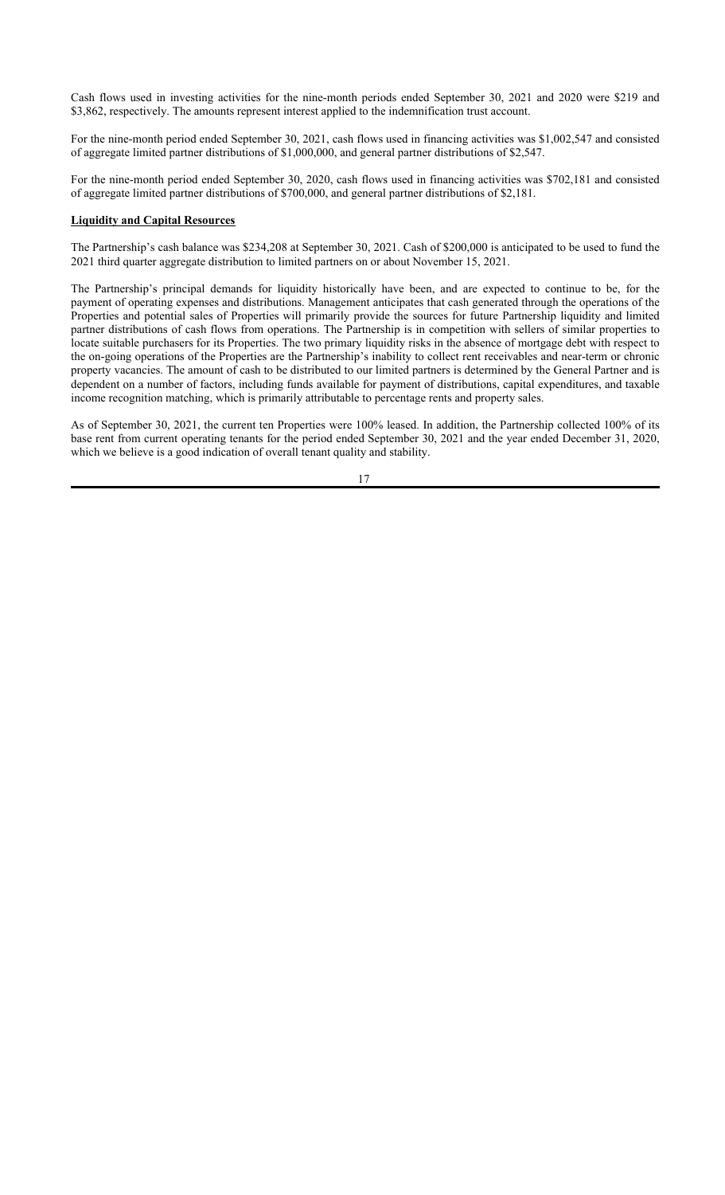Cash flows used in investing activities for the nine-month periods ended September 30, 2021 and 2020 were $219 and $3,862, respectively. The amounts represent interest applied to the indemnification trust account.

For the nine-month period ended September 30, 2021, cash flows used in financing activities was $1,002,547 and consisted of aggregate limited partner distributions of $1,000,000, and general partner distributions of $2,547.

For the nine-month period ended September 30, 2020, cash flows used in financing activities was $702,181 and consisted of aggregate limited partner distributions of $700,000, and general partner distributions of $2,181.

**Liquidity and Capital Resources**

The Partnership's cash balance was $234,208 at September 30, 2021. Cash of $200,000 is anticipated to be used to fund the 2021 third quarter aggregate distribution to limited partners on or about November 15, 2021.

The Partnership's principal demands for liquidity historically have been, and are expected to continue to be, for the payment of operating expenses and distributions. Management anticipates that cash generated through the operations of the Properties and potential sales of Properties will primarily provide the sources for future Partnership liquidity and limited partner distributions of cash flows from operations. The Partnership is in competition with sellers of similar properties to locate suitable purchasers for its Properties. The two primary liquidity risks in the absence of mortgage debt with respect to the on-going operations of the Properties are the Partnership's inability to collect rent receivables and near-term or chronic property vacancies. The amount of cash to be distributed to our limited partners is determined by the General Partner and is dependent on a number of factors, including funds available for payment of distributions, capital expenditures, and taxable income recognition matching, which is primarily attributable to percentage rents and property sales.

As of September 30, 2021, the current ten Properties were 100% leased. In addition, the Partnership collected 100% of its base rent from current operating tenants for the period ended September 30, 2021 and the year ended December 31, 2020, which we believe is a good indication of overall tenant quality and stability.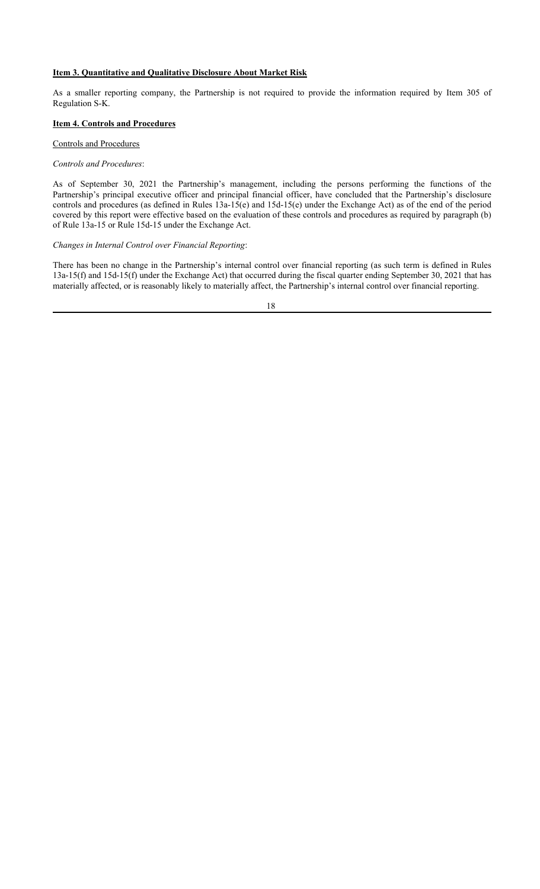## Item 3. Quantitative and Qualitative Disclosure About Market Risk

As a smaller reporting company, the Partnership is not required to provide the information required by Item 305 of Regulation S-K.

## Item 4. Controls and Procedures

Controls and Procedures

*Controls and Procedures*:

As of September 30, 2021 the Partnership's management, including the persons performing the functions of the Partnership's principal executive officer and principal financial officer, have concluded that the Partnership's disclosure controls and procedures (as defined in Rules 13a-15(e) and 15d-15(e) under the Exchange Act) as of the end of the period covered by this report were effective based on the evaluation of these controls and procedures as required by paragraph (b) of Rule 13a-15 or Rule 15d-15 under the Exchange Act.

*Changes in Internal Control over Financial Reporting*:

There has been no change in the Partnership's internal control over financial reporting (as such term is defined in Rules 13a-15(f) and 15d-15(f) under the Exchange Act) that occurred during the fiscal quarter ending September 30, 2021 that has materially affected, or is reasonably likely to materially affect, the Partnership's internal control over financial reporting.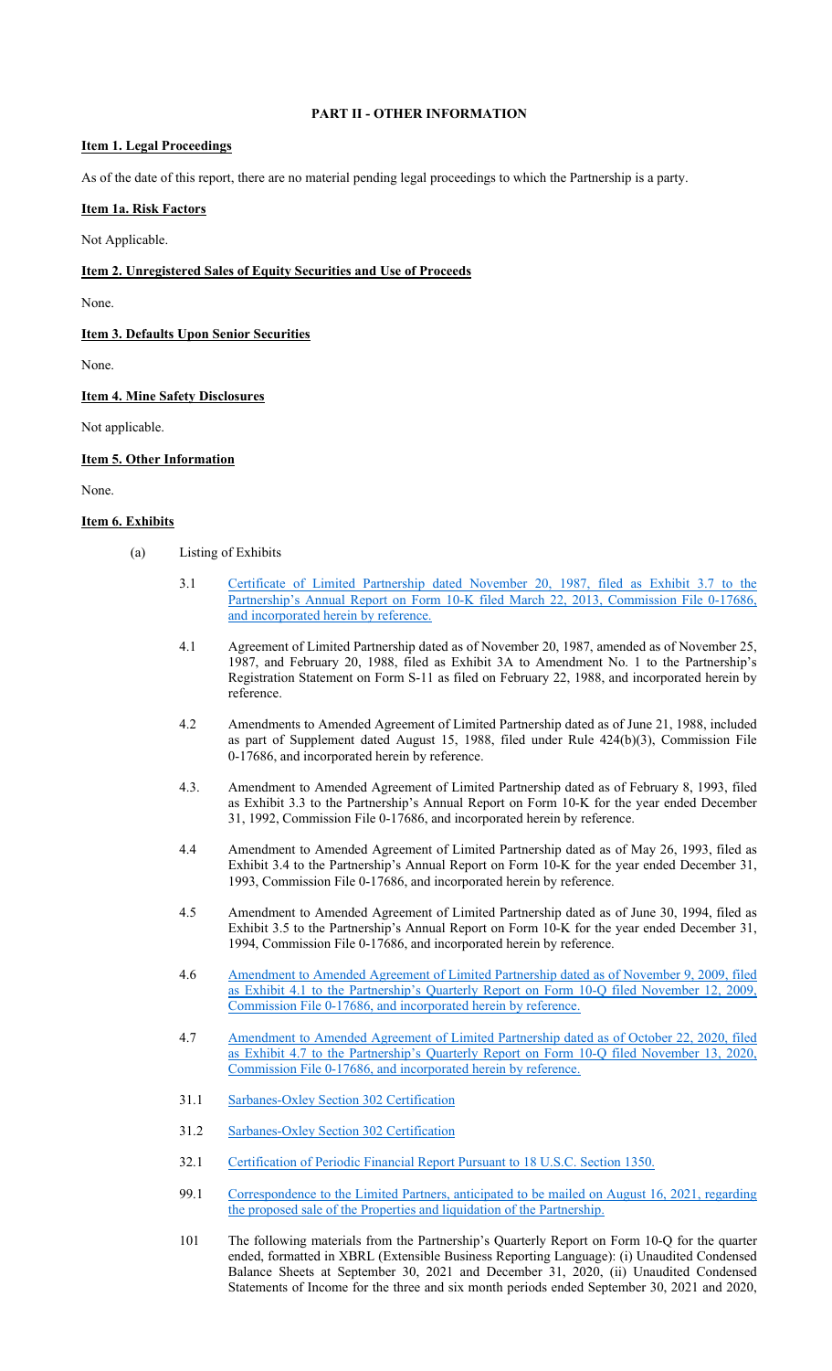**PART II - OTHER INFORMATION**

**Item 1. Legal Proceedings**

As of the date of this report, there are no material pending legal proceedings to which the Partnership is a party.

**Item 1a. Risk Factors**

Not Applicable.

**Item 2. Unregistered Sales of Equity Securities and Use of Proceeds**

None.

**Item 3. Defaults Upon Senior Securities**

None.

**Item 4. Mine Safety Disclosures**

Not applicable.

**Item 5. Other Information**

None.

**Item 6. Exhibits**

(a) Listing of Exhibits

3.1 Certificate of Limited Partnership dated November 20, 1987, filed as Exhibit 3.7 to the Partnership's Annual Report on Form 10-K filed March 22, 2013, Commission File 0-17686, and incorporated herein by reference.

4.1 Agreement of Limited Partnership dated as of November 20, 1987, amended as of November 25, 1987, and February 20, 1988, filed as Exhibit 3A to Amendment No. 1 to the Partnership's Registration Statement on Form S-11 as filed on February 22, 1988, and incorporated herein by reference.

4.2 Amendments to Amended Agreement of Limited Partnership dated as of June 21, 1988, included as part of Supplement dated August 15, 1988, filed under Rule 424(b)(3), Commission File 0-17686, and incorporated herein by reference.

4.3. Amendment to Amended Agreement of Limited Partnership dated as of February 8, 1993, filed as Exhibit 3.3 to the Partnership's Annual Report on Form 10-K for the year ended December 31, 1992, Commission File 0-17686, and incorporated herein by reference.

4.4 Amendment to Amended Agreement of Limited Partnership dated as of May 26, 1993, filed as Exhibit 3.4 to the Partnership's Annual Report on Form 10-K for the year ended December 31, 1993, Commission File 0-17686, and incorporated herein by reference.

4.5 Amendment to Amended Agreement of Limited Partnership dated as of June 30, 1994, filed as Exhibit 3.5 to the Partnership's Annual Report on Form 10-K for the year ended December 31, 1994, Commission File 0-17686, and incorporated herein by reference.

4.6 Amendment to Amended Agreement of Limited Partnership dated as of November 9, 2009, filed as Exhibit 4.1 to the Partnership's Quarterly Report on Form 10-Q filed November 12, 2009, Commission File 0-17686, and incorporated herein by reference.

4.7 Amendment to Amended Agreement of Limited Partnership dated as of October 22, 2020, filed as Exhibit 4.7 to the Partnership's Quarterly Report on Form 10-Q filed November 13, 2020, Commission File 0-17686, and incorporated herein by reference.

31.1 Sarbanes-Oxley Section 302 Certification

31.2 Sarbanes-Oxley Section 302 Certification

32.1 Certification of Periodic Financial Report Pursuant to 18 U.S.C. Section 1350.

99.1 Correspondence to the Limited Partners, anticipated to be mailed on August 16, 2021, regarding the proposed sale of the Properties and liquidation of the Partnership.

101 The following materials from the Partnership's Quarterly Report on Form 10-Q for the quarter ended, formatted in XBRL (Extensible Business Reporting Language): (i) Unaudited Condensed Balance Sheets at September 30, 2021 and December 31, 2020, (ii) Unaudited Condensed Statements of Income for the three and six month periods ended September 30, 2021 and 2020,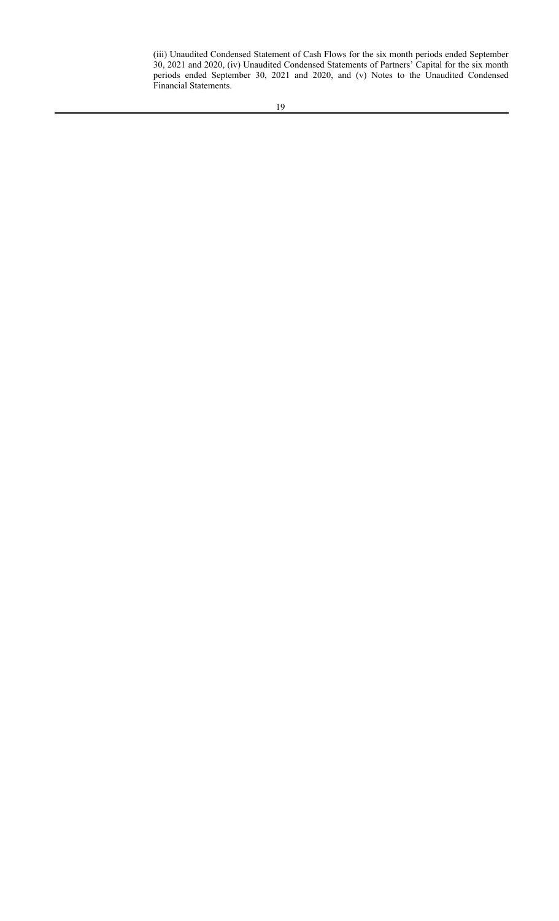(iii) Unaudited Condensed Statement of Cash Flows for the six month periods ended September 30, 2021 and 2020, (iv) Unaudited Condensed Statements of Partners' Capital for the six month periods ended September 30, 2021 and 2020, and (v) Notes to the Unaudited Condensed Financial Statements.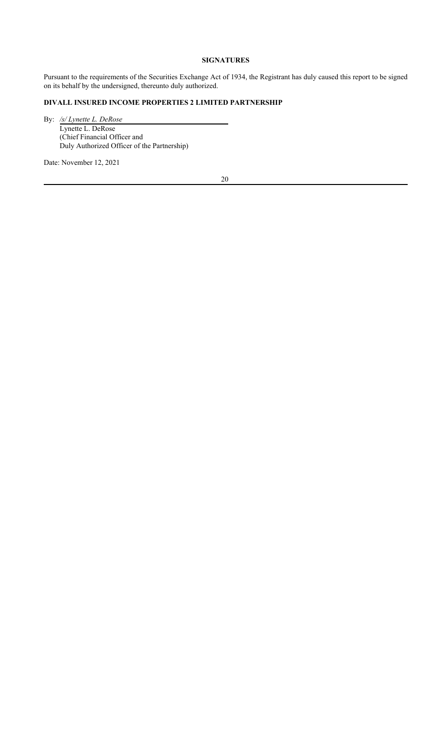## SIGNATURES

Pursuant to the requirements of the Securities Exchange Act of 1934, the Registrant has duly caused this report to be signed on its behalf by the undersigned, thereunto duly authorized.

**DIVALL INSURED INCOME PROPERTIES 2 LIMITED PARTNERSHIP**

By: */s/ Lynette L. DeRose*
Lynette L. DeRose
(Chief Financial Officer and
Duly Authorized Officer of the Partnership)

Date: November 12, 2021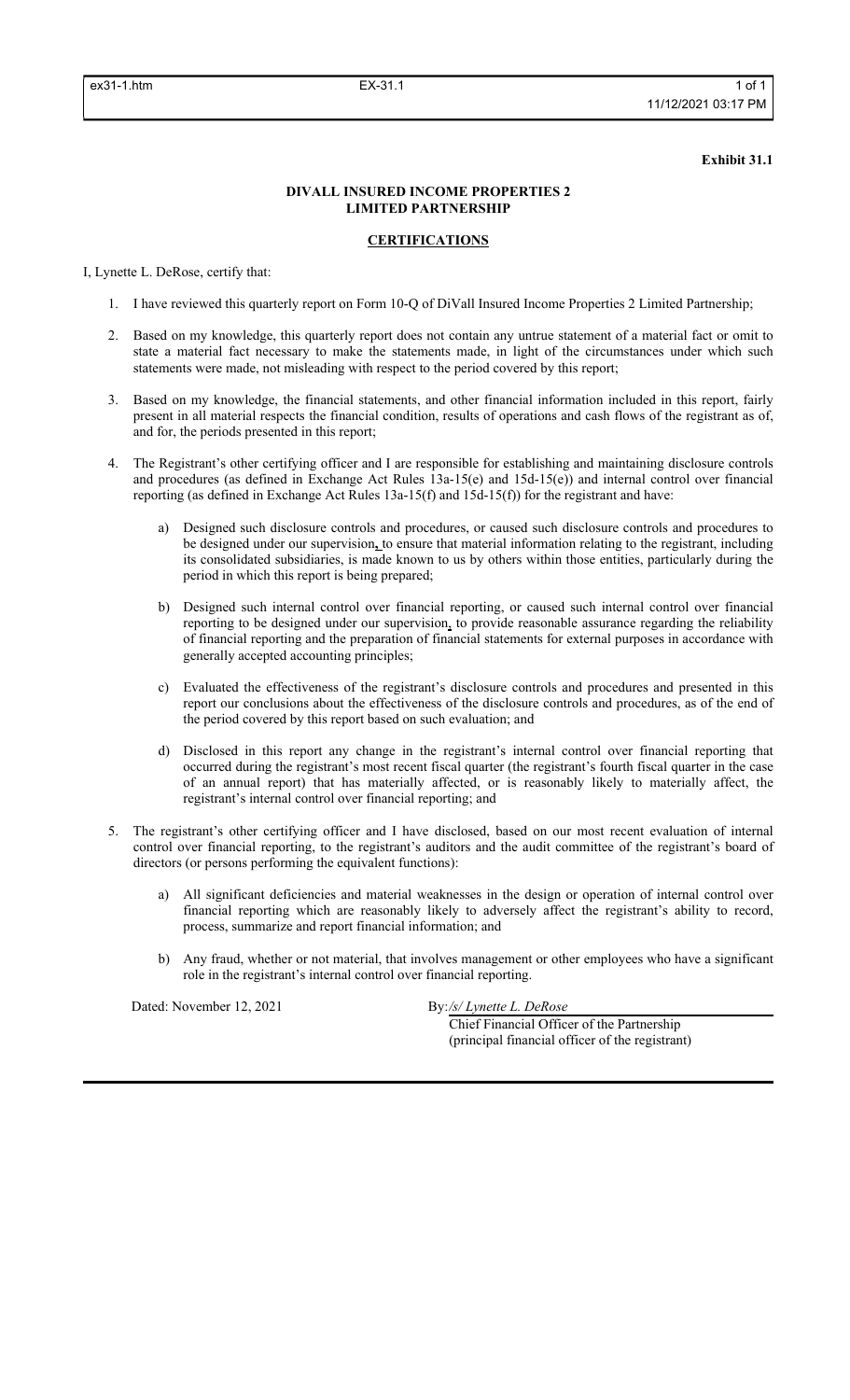**Exhibit 31.1**

**DIVALL INSURED INCOME PROPERTIES 2 LIMITED PARTNERSHIP**

**CERTIFICATIONS**

I, Lynette L. DeRose, certify that:

1. I have reviewed this quarterly report on Form 10-Q of DiVall Insured Income Properties 2 Limited Partnership;
2. Based on my knowledge, this quarterly report does not contain any untrue statement of a material fact or omit to state a material fact necessary to make the statements made, in light of the circumstances under which such statements were made, not misleading with respect to the period covered by this report;
3. Based on my knowledge, the financial statements, and other financial information included in this report, fairly present in all material respects the financial condition, results of operations and cash flows of the registrant as of, and for, the periods presented in this report;
4. The Registrant's other certifying officer and I are responsible for establishing and maintaining disclosure controls and procedures (as defined in Exchange Act Rules 13a-15(e) and 15d-15(e)) and internal control over financial reporting (as defined in Exchange Act Rules 13a-15(f) and 15d-15(f)) for the registrant and have:
   a) Designed such disclosure controls and procedures, or caused such disclosure controls and procedures to be designed under our supervision, to ensure that material information relating to the registrant, including its consolidated subsidiaries, is made known to us by others within those entities, particularly during the period in which this report is being prepared;
   b) Designed such internal control over financial reporting, or caused such internal control over financial reporting to be designed under our supervision, to provide reasonable assurance regarding the reliability of financial reporting and the preparation of financial statements for external purposes in accordance with generally accepted accounting principles;
   c) Evaluated the effectiveness of the registrant's disclosure controls and procedures and presented in this report our conclusions about the effectiveness of the disclosure controls and procedures, as of the end of the period covered by this report based on such evaluation; and
   d) Disclosed in this report any change in the registrant's internal control over financial reporting that occurred during the registrant's most recent fiscal quarter (the registrant's fourth fiscal quarter in the case of an annual report) that has materially affected, or is reasonably likely to materially affect, the registrant's internal control over financial reporting; and
5. The registrant's other certifying officer and I have disclosed, based on our most recent evaluation of internal control over financial reporting, to the registrant's auditors and the audit committee of the registrant's board of directors (or persons performing the equivalent functions):
   a) All significant deficiencies and material weaknesses in the design or operation of internal control over financial reporting which are reasonably likely to adversely affect the registrant's ability to record, process, summarize and report financial information; and
   b) Any fraud, whether or not material, that involves management or other employees who have a significant role in the registrant's internal control over financial reporting.

Dated: November 12, 2021

By: */s/ Lynette L. DeRose*
Chief Financial Officer of the Partnership
(principal financial officer of the registrant)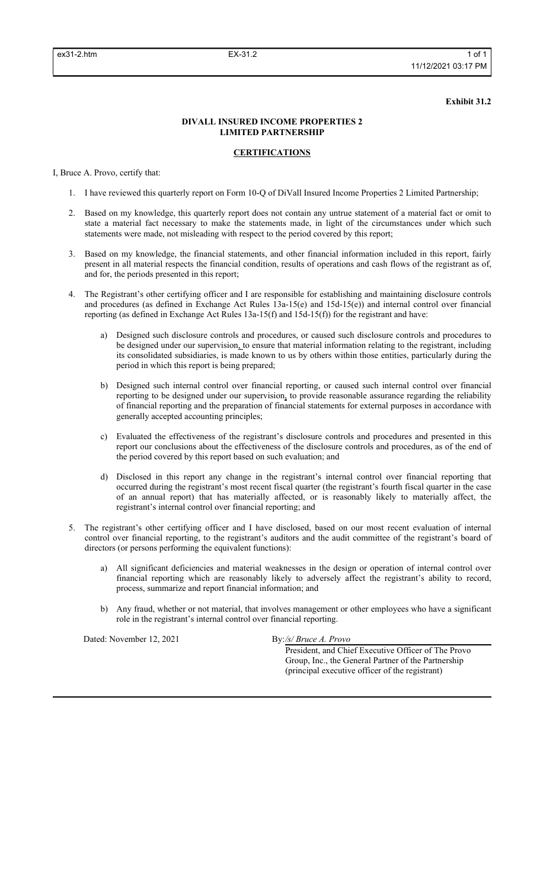**Exhibit 31.2**

**DIVALL INSURED INCOME PROPERTIES 2**
**LIMITED PARTNERSHIP**

**CERTIFICATIONS**

I, Bruce A. Provo, certify that:

1. I have reviewed this quarterly report on Form 10-Q of DiVall Insured Income Properties 2 Limited Partnership;

2. Based on my knowledge, this quarterly report does not contain any untrue statement of a material fact or omit to state a material fact necessary to make the statements made, in light of the circumstances under which such statements were made, not misleading with respect to the period covered by this report;

3. Based on my knowledge, the financial statements, and other financial information included in this report, fairly present in all material respects the financial condition, results of operations and cash flows of the registrant as of, and for, the periods presented in this report;

4. The Registrant's other certifying officer and I are responsible for establishing and maintaining disclosure controls and procedures (as defined in Exchange Act Rules 13a-15(e) and 15d-15(e)) and internal control over financial reporting (as defined in Exchange Act Rules 13a-15(f) and 15d-15(f)) for the registrant and have:

   a) Designed such disclosure controls and procedures, or caused such disclosure controls and procedures to be designed under our supervision, to ensure that material information relating to the registrant, including its consolidated subsidiaries, is made known to us by others within those entities, particularly during the period in which this report is being prepared;

   b) Designed such internal control over financial reporting, or caused such internal control over financial reporting to be designed under our supervision, to provide reasonable assurance regarding the reliability of financial reporting and the preparation of financial statements for external purposes in accordance with generally accepted accounting principles;

   c) Evaluated the effectiveness of the registrant's disclosure controls and procedures and presented in this report our conclusions about the effectiveness of the disclosure controls and procedures, as of the end of the period covered by this report based on such evaluation; and

   d) Disclosed in this report any change in the registrant's internal control over financial reporting that occurred during the registrant's most recent fiscal quarter (the registrant's fourth fiscal quarter in the case of an annual report) that has materially affected, or is reasonably likely to materially affect, the registrant's internal control over financial reporting; and

5. The registrant's other certifying officer and I have disclosed, based on our most recent evaluation of internal control over financial reporting, to the registrant's auditors and the audit committee of the registrant's board of directors (or persons performing the equivalent functions):

   a) All significant deficiencies and material weaknesses in the design or operation of internal control over financial reporting which are reasonably likely to adversely affect the registrant's ability to record, process, summarize and report financial information; and

   b) Any fraud, whether or not material, that involves management or other employees who have a significant role in the registrant's internal control over financial reporting.

Dated: November 12, 2021

By: */s/ Bruce A. Provo*
President, and Chief Executive Officer of The Provo Group, Inc., the General Partner of the Partnership
(principal executive officer of the registrant)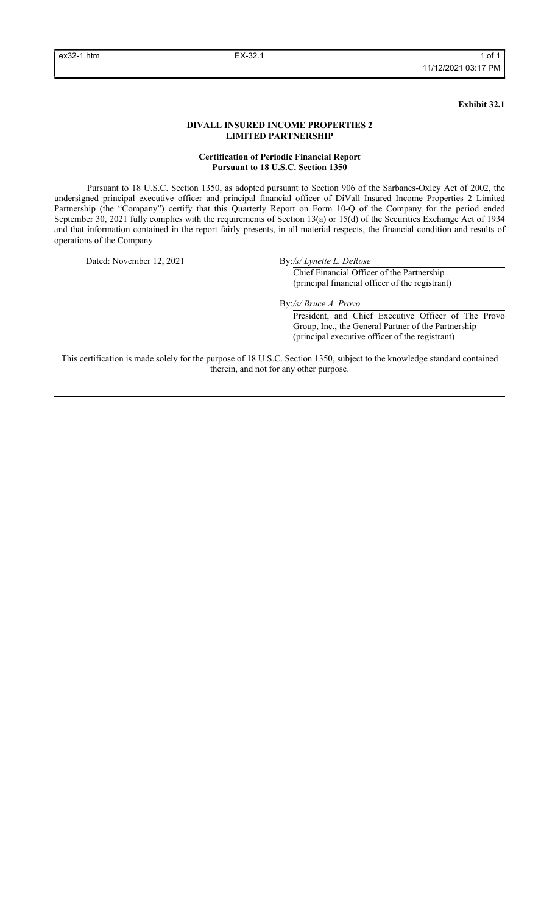**Exhibit 32.1**

**DIVALL INSURED INCOME PROPERTIES 2**
**LIMITED PARTNERSHIP**

**Certification of Periodic Financial Report**
**Pursuant to 18 U.S.C. Section 1350**

Pursuant to 18 U.S.C. Section 1350, as adopted pursuant to Section 906 of the Sarbanes-Oxley Act of 2002, the undersigned principal executive officer and principal financial officer of DiVall Insured Income Properties 2 Limited Partnership (the "Company") certify that this Quarterly Report on Form 10-Q of the Company for the period ended September 30, 2021 fully complies with the requirements of Section 13(a) or 15(d) of the Securities Exchange Act of 1934 and that information contained in the report fairly presents, in all material respects, the financial condition and results of operations of the Company.

Dated: November 12, 2021

By: */s/ Lynette L. DeRose*
Chief Financial Officer of the Partnership
(principal financial officer of the registrant)

By: */s/ Bruce A. Provo*
President, and Chief Executive Officer of The Provo Group, Inc., the General Partner of the Partnership
(principal executive officer of the registrant)

This certification is made solely for the purpose of 18 U.S.C. Section 1350, subject to the knowledge standard contained therein, and not for any other purpose.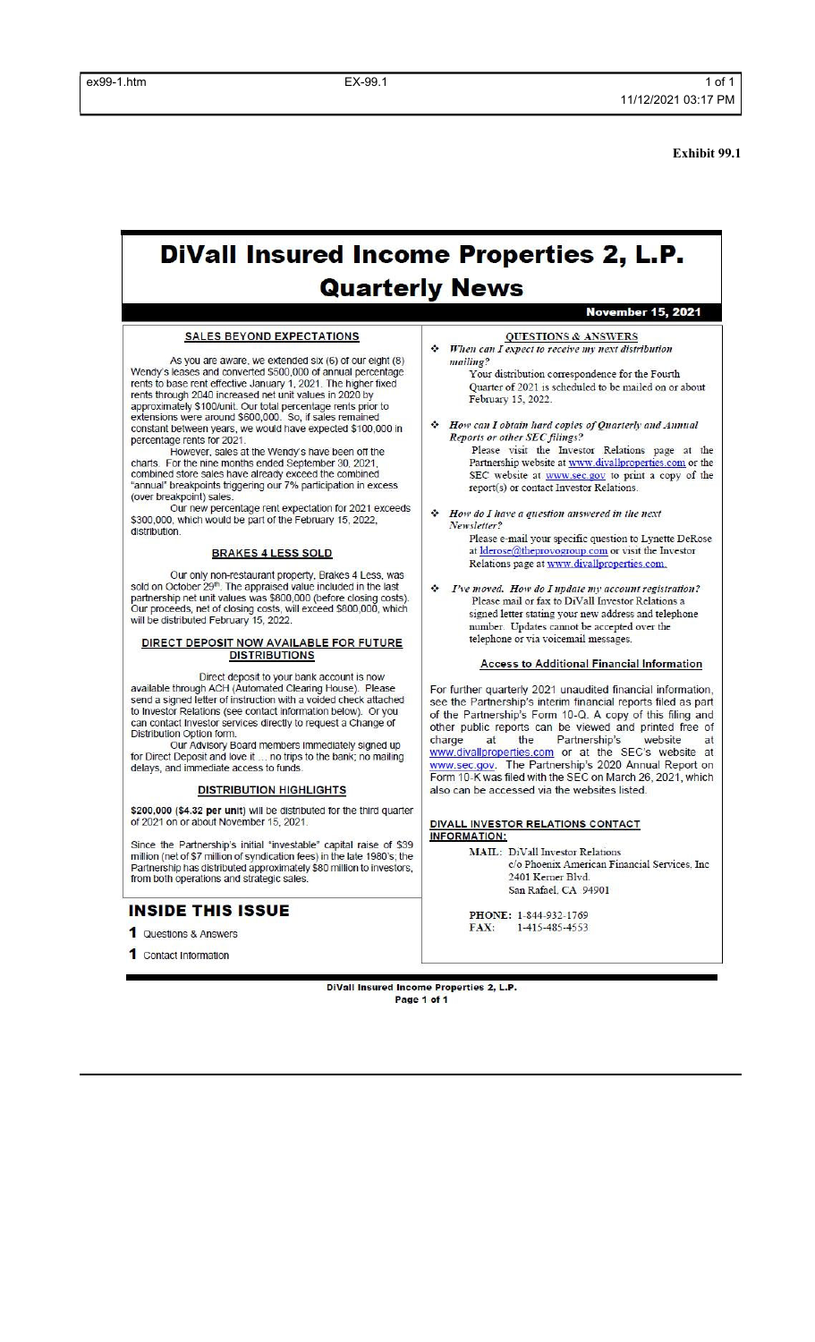**Exhibit 99.1**

# DiVall Insured Income Properties 2, L.P.

## Quarterly News

**November 15, 2021**

### SALES BEYOND EXPECTATIONS

As you are aware, we extended six (6) of our eight (8) Wendy's leases and converted $500,000 of annual percentage rents to base rent effective January 1, 2021. The higher fixed rents through 2040 increased net unit values in 2020 by approximately $100/unit. Our total percentage rents prior to extensions were around $600,000. So, if sales remained constant between years, we would have expected $100,000 in percentage rents for 2021.

However, sales at the Wendy's have been off the charts. For the nine months ended September 30, 2021, combined store sales have already exceed the combined "annual" breakpoints triggering our 7% participation in excess (over breakpoint) sales.

Our new percentage rent expectation for 2021 exceeds $300,000, which would be part of the February 15, 2022, distribution.

### BRAKES 4 LESS SOLD

Our only non-restaurant property, Brakes 4 Less, was sold on October 29th. The appraised value included in the last partnership net unit values was $800,000 (before closing costs). Our proceeds, net of closing costs, will exceed $800,000, which will be distributed February 15, 2022.

### DIRECT DEPOSIT NOW AVAILABLE FOR FUTURE DISTRIBUTIONS

Direct deposit to your bank account is now available through ACH (Automated Clearing House). Please send a signed letter of instruction with a voided check attached to Investor Relations (see contact information below). Or you can contact Investor services directly to request a Change of Distribution Option form.

Our Advisory Board members immediately signed up for Direct Deposit and love it … no trips to the bank; no mailing delays, and immediate access to funds.

### DISTRIBUTION HIGHLIGHTS

**$200,000 ($4.32 per unit)** will be distributed for the third quarter of 2021 on or about November 15, 2021.

Since the Partnership's initial "investable" capital raise of $39 million (net of $7 million of syndication fees) in the late 1980's, the Partnership has distributed approximately $80 million to investors, from both operations and strategic sales.

### INSIDE THIS ISSUE

**1** Questions & Answers

**1** Contact Information

### QUESTIONS & ANSWERS

- ***When can I expect to receive my next distribution mailing?***
  Your distribution correspondence for the Fourth Quarter of 2021 is scheduled to be mailed on or about February 15, 2022.

- ***How can I obtain hard copies of Quarterly and Annual Reports or other SEC filings?***
  Please visit the Investor Relations page at the Partnership website at www.divallproperties.com or the SEC website at www.sec.gov to print a copy of the report(s) or contact Investor Relations.

- ***How do I have a question answered in the next Newsletter?***
  Please e-mail your specific question to Lynette DeRose at lderose@theprovogroup.com or visit the Investor Relations page at www.divallproperties.com.

- ***I've moved. How do I update my account registration?***
  Please mail or fax to DiVall Investor Relations a signed letter stating your new address and telephone number. Updates cannot be accepted over the telephone or via voicemail messages.

### Access to Additional Financial Information

For further quarterly 2021 unaudited financial information, see the Partnership's interim financial reports filed as part of the Partnership's Form 10-Q. A copy of this filing and other public reports can be viewed and printed free of charge at the Partnership's website at www.divallproperties.com or at the SEC's website at www.sec.gov. The Partnership's 2020 Annual Report on Form 10-K was filed with the SEC on March 26, 2021, which also can be accessed via the websites listed.

### DIVALL INVESTOR RELATIONS CONTACT INFORMATION:

**MAIL:** DiVall Investor Relations
c/o Phoenix American Financial Services, Inc
2401 Kerner Blvd.
San Rafael, CA 94901

**PHONE:** 1-844-932-1769
**FAX:** 1-415-485-4553

DiVall Insured Income Properties 2, L.P.